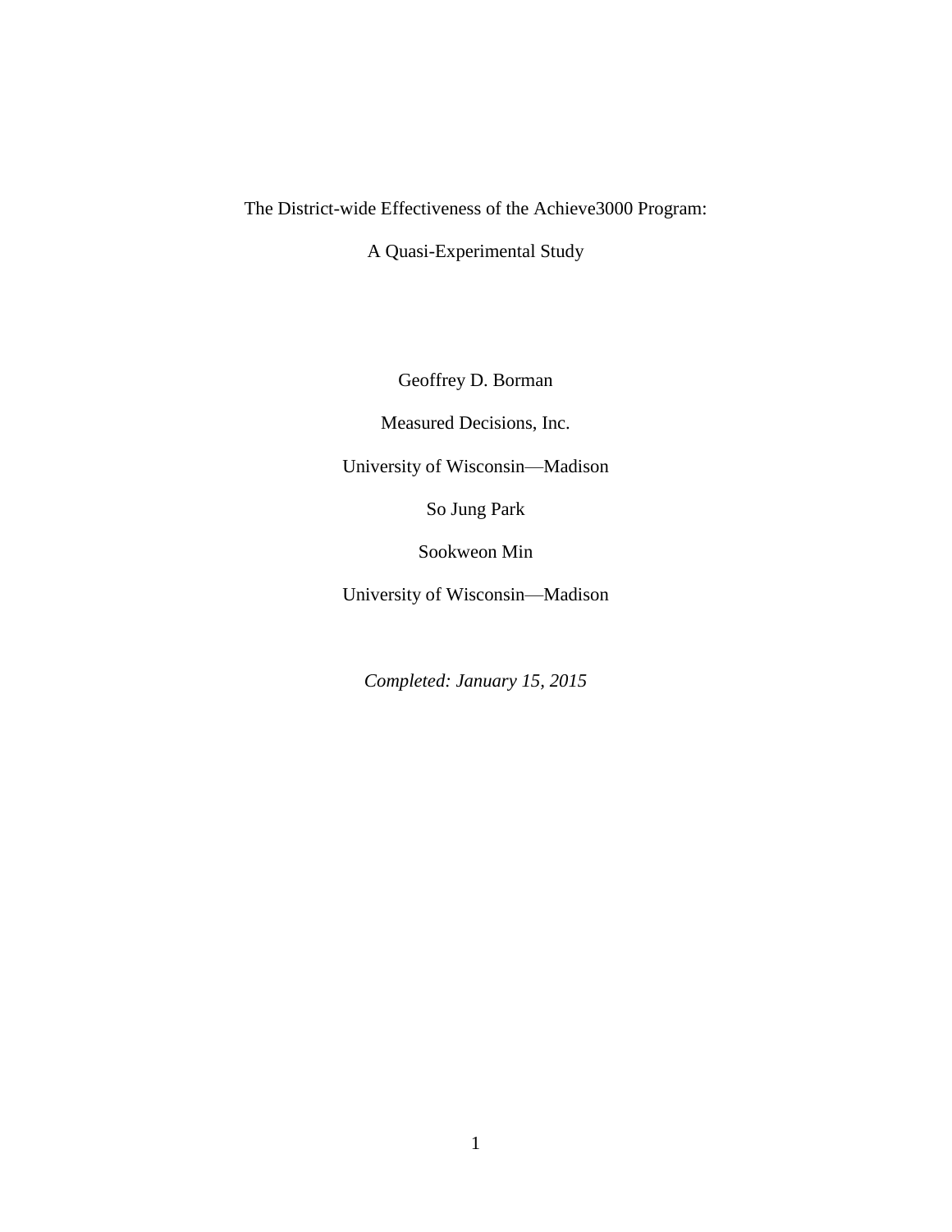# The District-wide Effectiveness of the Achieve3000 Program: A Quasi-Experimental Study

Geoffrey D. Borman

Measured Decisions, Inc.

University of Wisconsin—Madison

So Jung Park

Sookweon Min

University of Wisconsin—Madison

*Completed: January 15, 2015*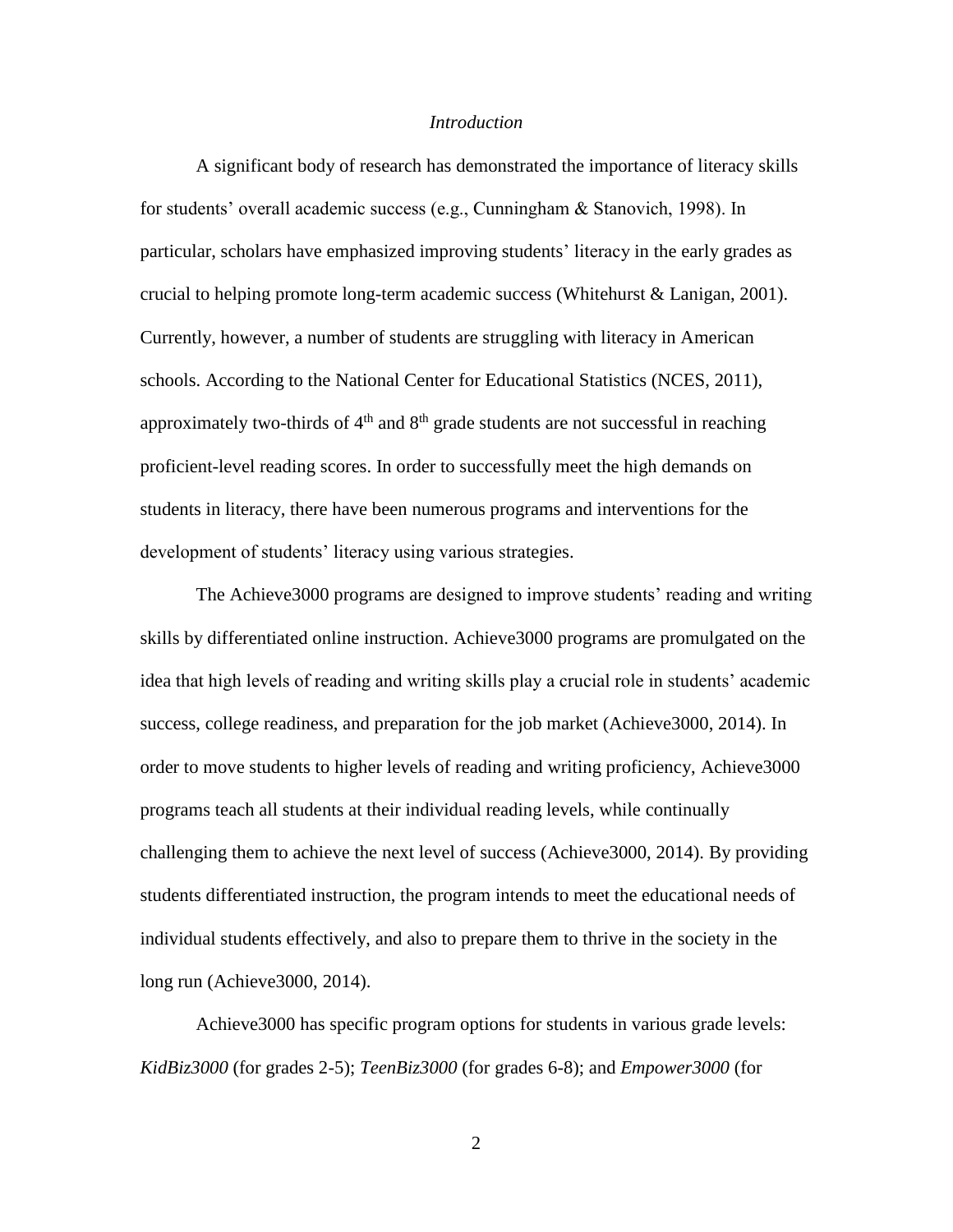*Introduction*

A significant body of research has demonstrated the importance of literacy skills for students' overall academic success (e.g., Cunningham & Stanovich, 1998). In particular, scholars have emphasized improving students' literacy in the early grades as crucial to helping promote long-term academic success (Whitehurst & Lanigan, 2001). Currently, however, a number of students are struggling with literacy in American schools. According to the National Center for Educational Statistics (NCES, 2011), approximately two-thirds of 4th and 8th grade students are not successful in reaching proficient-level reading scores. In order to successfully meet the high demands on students in literacy, there have been numerous programs and interventions for the development of students' literacy using various strategies.

The Achieve3000 programs are designed to improve students' reading and writing skills by differentiated online instruction. Achieve3000 programs are promulgated on the idea that high levels of reading and writing skills play a crucial role in students' academic success, college readiness, and preparation for the job market (Achieve3000, 2014). In order to move students to higher levels of reading and writing proficiency, Achieve3000 programs teach all students at their individual reading levels, while continually challenging them to achieve the next level of success (Achieve3000, 2014). By providing students differentiated instruction, the program intends to meet the educational needs of individual students effectively, and also to prepare them to thrive in the society in the long run (Achieve3000, 2014).

Achieve3000 has specific program options for students in various grade levels: *KidBiz3000* (for grades 2-5); *TeenBiz3000* (for grades 6-8); and *Empower3000* (for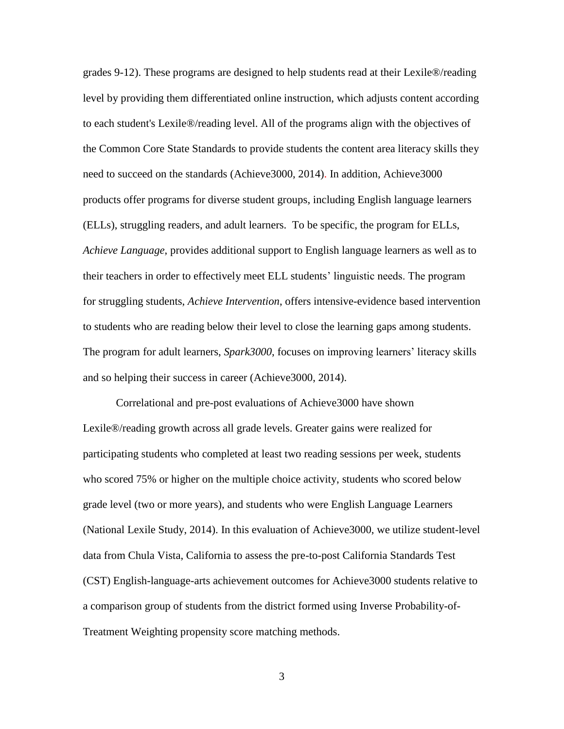grades 9-12). These programs are designed to help students read at their Lexile®/reading level by providing them differentiated online instruction, which adjusts content according to each student's Lexile®/reading level. All of the programs align with the objectives of the Common Core State Standards to provide students the content area literacy skills they need to succeed on the standards (Achieve3000, 2014). In addition, Achieve3000 products offer programs for diverse student groups, including English language learners (ELLs), struggling readers, and adult learners. To be specific, the program for ELLs, *Achieve Language*, provides additional support to English language learners as well as to their teachers in order to effectively meet ELL students' linguistic needs. The program for struggling students, *Achieve Intervention*, offers intensive-evidence based intervention to students who are reading below their level to close the learning gaps among students. The program for adult learners, *Spark3000*, focuses on improving learners' literacy skills and so helping their success in career (Achieve3000, 2014).

Correlational and pre-post evaluations of Achieve3000 have shown Lexile®/reading growth across all grade levels. Greater gains were realized for participating students who completed at least two reading sessions per week, students who scored 75% or higher on the multiple choice activity, students who scored below grade level (two or more years), and students who were English Language Learners (National Lexile Study, 2014). In this evaluation of Achieve3000, we utilize student-level data from Chula Vista, California to assess the pre-to-post California Standards Test (CST) English-language-arts achievement outcomes for Achieve3000 students relative to a comparison group of students from the district formed using Inverse Probability-of-Treatment Weighting propensity score matching methods.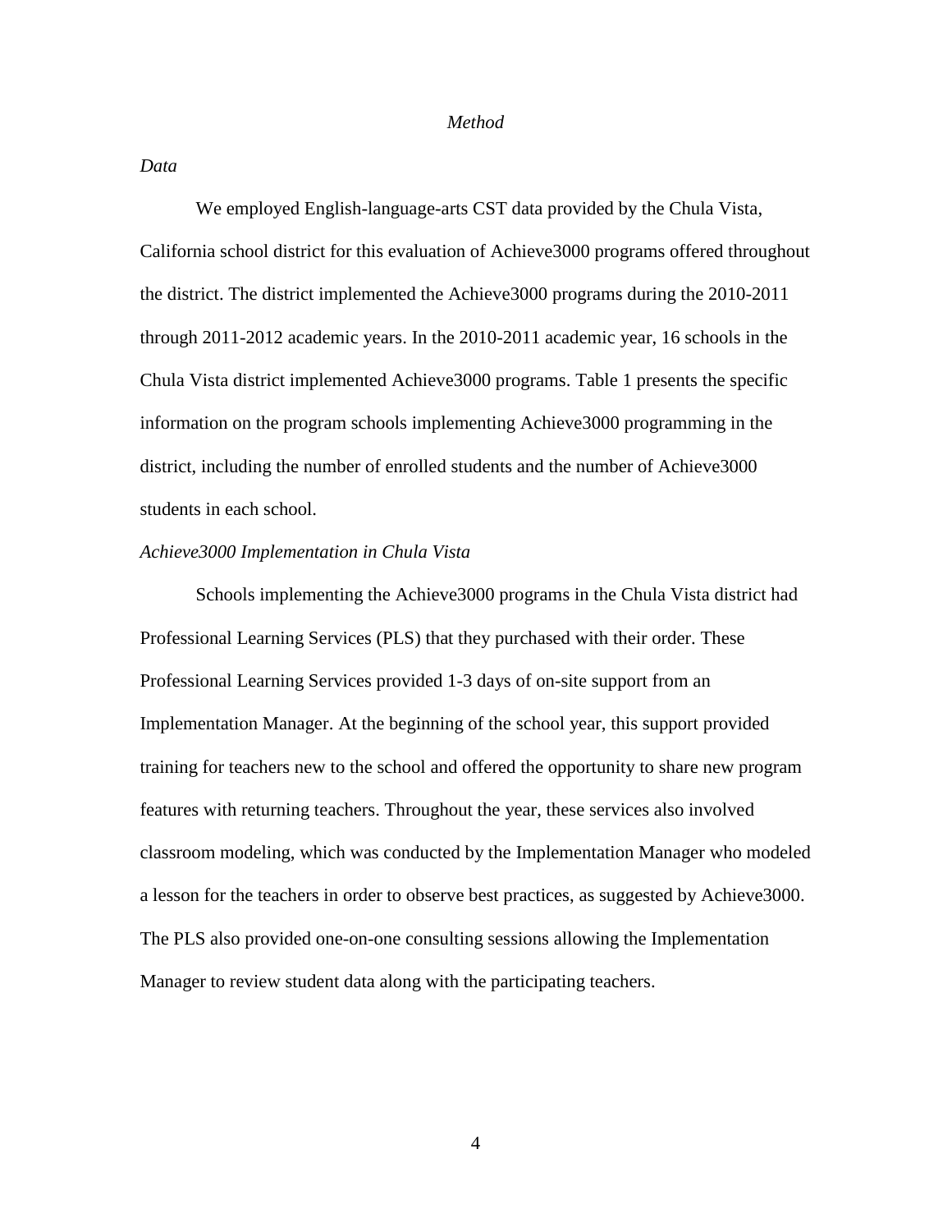## *Method*

### *Data*

We employed English-language-arts CST data provided by the Chula Vista, California school district for this evaluation of Achieve3000 programs offered throughout the district. The district implemented the Achieve3000 programs during the 2010-2011 through 2011-2012 academic years. In the 2010-2011 academic year, 16 schools in the Chula Vista district implemented Achieve3000 programs. Table 1 presents the specific information on the program schools implementing Achieve3000 programming in the district, including the number of enrolled students and the number of Achieve3000 students in each school.

### *Achieve3000 Implementation in Chula Vista*

Schools implementing the Achieve3000 programs in the Chula Vista district had Professional Learning Services (PLS) that they purchased with their order. These Professional Learning Services provided 1-3 days of on-site support from an Implementation Manager. At the beginning of the school year, this support provided training for teachers new to the school and offered the opportunity to share new program features with returning teachers. Throughout the year, these services also involved classroom modeling, which was conducted by the Implementation Manager who modeled a lesson for the teachers in order to observe best practices, as suggested by Achieve3000. The PLS also provided one-on-one consulting sessions allowing the Implementation Manager to review student data along with the participating teachers.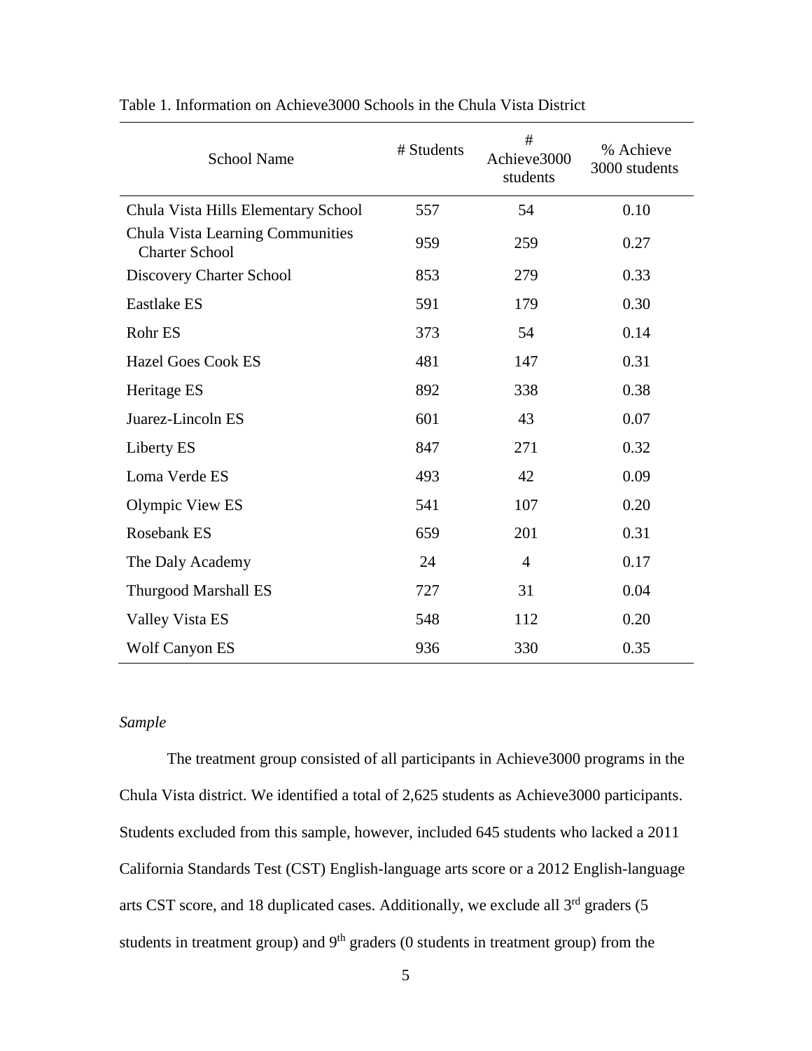Table 1. Information on Achieve3000 Schools in the Chula Vista District

| School Name | # Students | # Achieve3000 students | % Achieve 3000 students |
|---|---|---|---|
| Chula Vista Hills Elementary School | 557 | 54 | 0.10 |
| Chula Vista Learning Communities Charter School | 959 | 259 | 0.27 |
| Discovery Charter School | 853 | 279 | 0.33 |
| Eastlake ES | 591 | 179 | 0.30 |
| Rohr ES | 373 | 54 | 0.14 |
| Hazel Goes Cook ES | 481 | 147 | 0.31 |
| Heritage ES | 892 | 338 | 0.38 |
| Juarez-Lincoln ES | 601 | 43 | 0.07 |
| Liberty ES | 847 | 271 | 0.32 |
| Loma Verde ES | 493 | 42 | 0.09 |
| Olympic View ES | 541 | 107 | 0.20 |
| Rosebank ES | 659 | 201 | 0.31 |
| The Daly Academy | 24 | 4 | 0.17 |
| Thurgood Marshall ES | 727 | 31 | 0.04 |
| Valley Vista ES | 548 | 112 | 0.20 |
| Wolf Canyon ES | 936 | 330 | 0.35 |

*Sample*

The treatment group consisted of all participants in Achieve3000 programs in the Chula Vista district. We identified a total of 2,625 students as Achieve3000 participants. Students excluded from this sample, however, included 645 students who lacked a 2011 California Standards Test (CST) English-language arts score or a 2012 English-language arts CST score, and 18 duplicated cases. Additionally, we exclude all 3rd graders (5 students in treatment group) and 9th graders (0 students in treatment group) from the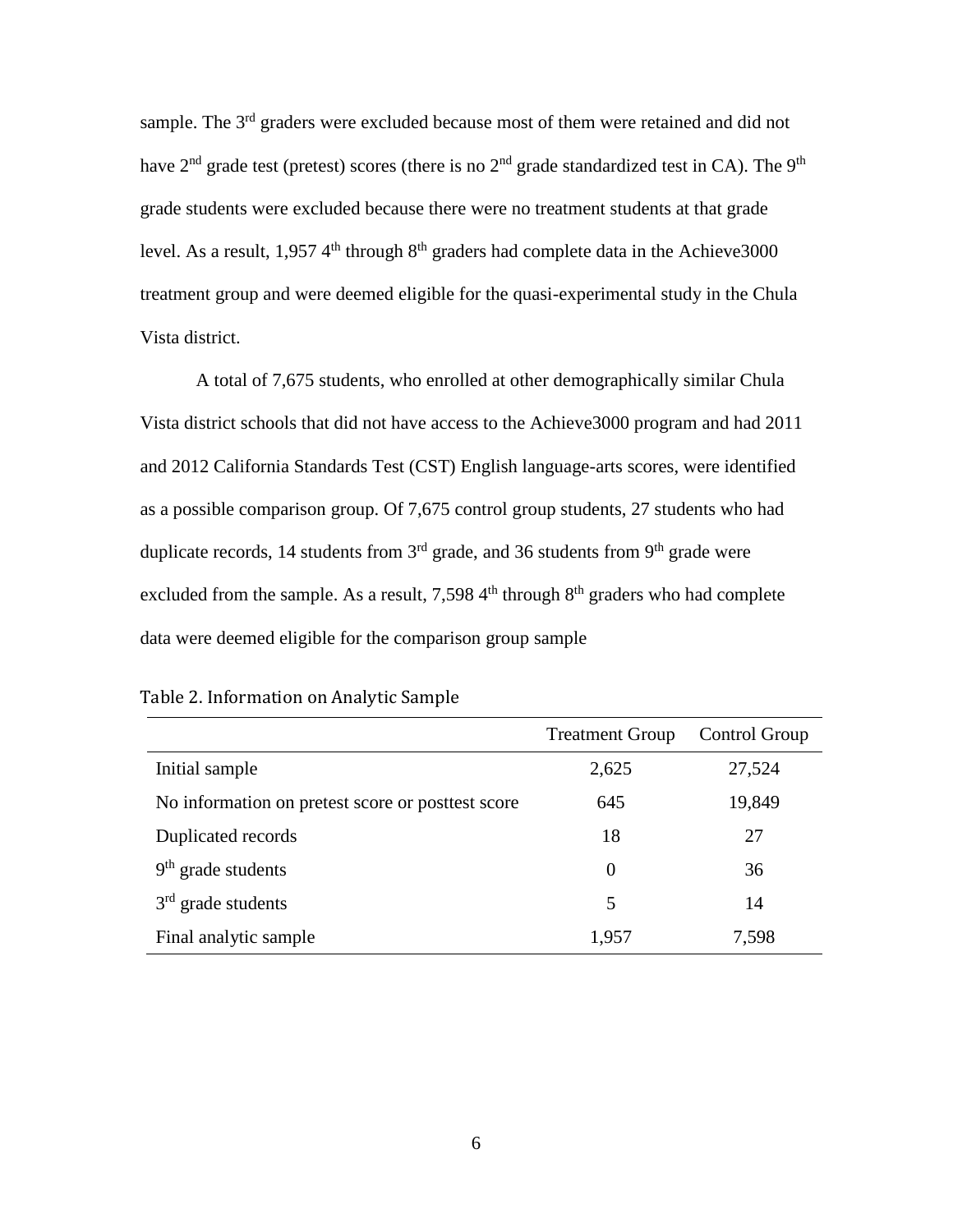sample. The 3rd graders were excluded because most of them were retained and did not have 2nd grade test (pretest) scores (there is no 2nd grade standardized test in CA). The 9th grade students were excluded because there were no treatment students at that grade level. As a result, 1,957 4th through 8th graders had complete data in the Achieve3000 treatment group and were deemed eligible for the quasi-experimental study in the Chula Vista district.

A total of 7,675 students, who enrolled at other demographically similar Chula Vista district schools that did not have access to the Achieve3000 program and had 2011 and 2012 California Standards Test (CST) English language-arts scores, were identified as a possible comparison group. Of 7,675 control group students, 27 students who had duplicate records, 14 students from 3rd grade, and 36 students from 9th grade were excluded from the sample. As a result, 7,598 4th through 8th graders who had complete data were deemed eligible for the comparison group sample

Table 2. Information on Analytic Sample

| | Treatment Group | Control Group |
|---|---|---|
| Initial sample | 2,625 | 27,524 |
| No information on pretest score or posttest score | 645 | 19,849 |
| Duplicated records | 18 | 27 |
| 9th grade students | 0 | 36 |
| 3rd grade students | 5 | 14 |
| Final analytic sample | 1,957 | 7,598 |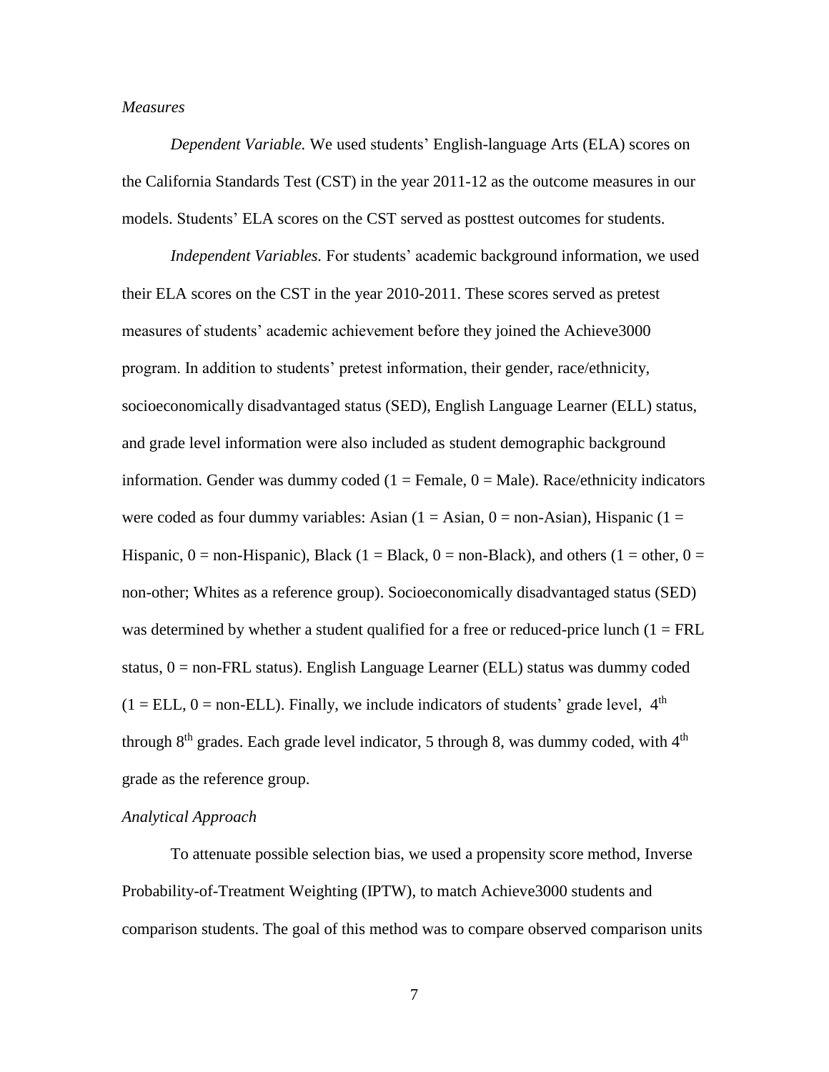*Measures*

*Dependent Variable.* We used students' English-language Arts (ELA) scores on the California Standards Test (CST) in the year 2011-12 as the outcome measures in our models. Students' ELA scores on the CST served as posttest outcomes for students.

*Independent Variables.* For students' academic background information, we used their ELA scores on the CST in the year 2010-2011. These scores served as pretest measures of students' academic achievement before they joined the Achieve3000 program. In addition to students' pretest information, their gender, race/ethnicity, socioeconomically disadvantaged status (SED), English Language Learner (ELL) status, and grade level information were also included as student demographic background information. Gender was dummy coded (1 = Female, 0 = Male). Race/ethnicity indicators were coded as four dummy variables: Asian (1 = Asian, 0 = non-Asian), Hispanic (1 = Hispanic, 0 = non-Hispanic), Black (1 = Black, 0 = non-Black), and others (1 = other, 0 = non-other; Whites as a reference group). Socioeconomically disadvantaged status (SED) was determined by whether a student qualified for a free or reduced-price lunch (1 = FRL status, 0 = non-FRL status). English Language Learner (ELL) status was dummy coded (1 = ELL, 0 = non-ELL). Finally, we include indicators of students' grade level, 4th through 8th grades. Each grade level indicator, 5 through 8, was dummy coded, with 4th grade as the reference group.

*Analytical Approach*

To attenuate possible selection bias, we used a propensity score method, Inverse Probability-of-Treatment Weighting (IPTW), to match Achieve3000 students and comparison students. The goal of this method was to compare observed comparison units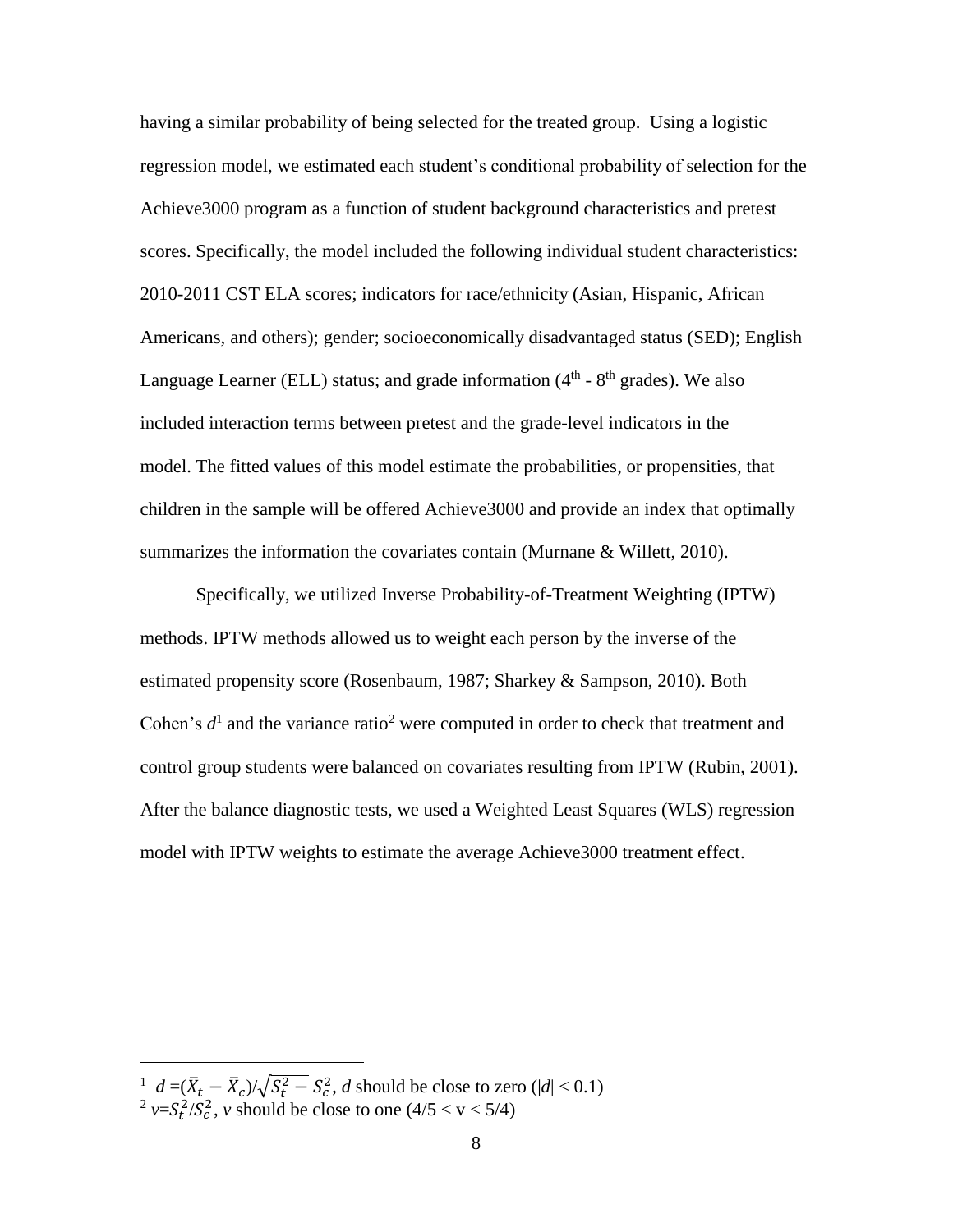having a similar probability of being selected for the treated group. Using a logistic regression model, we estimated each student's conditional probability of selection for the Achieve3000 program as a function of student background characteristics and pretest scores. Specifically, the model included the following individual student characteristics: 2010-2011 CST ELA scores; indicators for race/ethnicity (Asian, Hispanic, African Americans, and others); gender; socioeconomically disadvantaged status (SED); English Language Learner (ELL) status; and grade information ($4^{th}$ - $8^{th}$ grades). We also included interaction terms between pretest and the grade-level indicators in the model. The fitted values of this model estimate the probabilities, or propensities, that children in the sample will be offered Achieve3000 and provide an index that optimally summarizes the information the covariates contain (Murnane & Willett, 2010).

Specifically, we utilized Inverse Probability-of-Treatment Weighting (IPTW) methods. IPTW methods allowed us to weight each person by the inverse of the estimated propensity score (Rosenbaum, 1987; Sharkey & Sampson, 2010). Both Cohen's *d*[1] and the variance ratio[2] were computed in order to check that treatment and control group students were balanced on covariates resulting from IPTW (Rubin, 2001). After the balance diagnostic tests, we used a Weighted Least Squares (WLS) regression model with IPTW weights to estimate the average Achieve3000 treatment effect.

---

[1] $d = (\bar{X}_t - \bar{X}_c)/\sqrt{S_t^2 - S_c^2}$, *d* should be close to zero ($|d| < 0.1$)

[2] $v = S_t^2/S_c^2$, *v* should be close to one ($4/5 < v < 5/4$)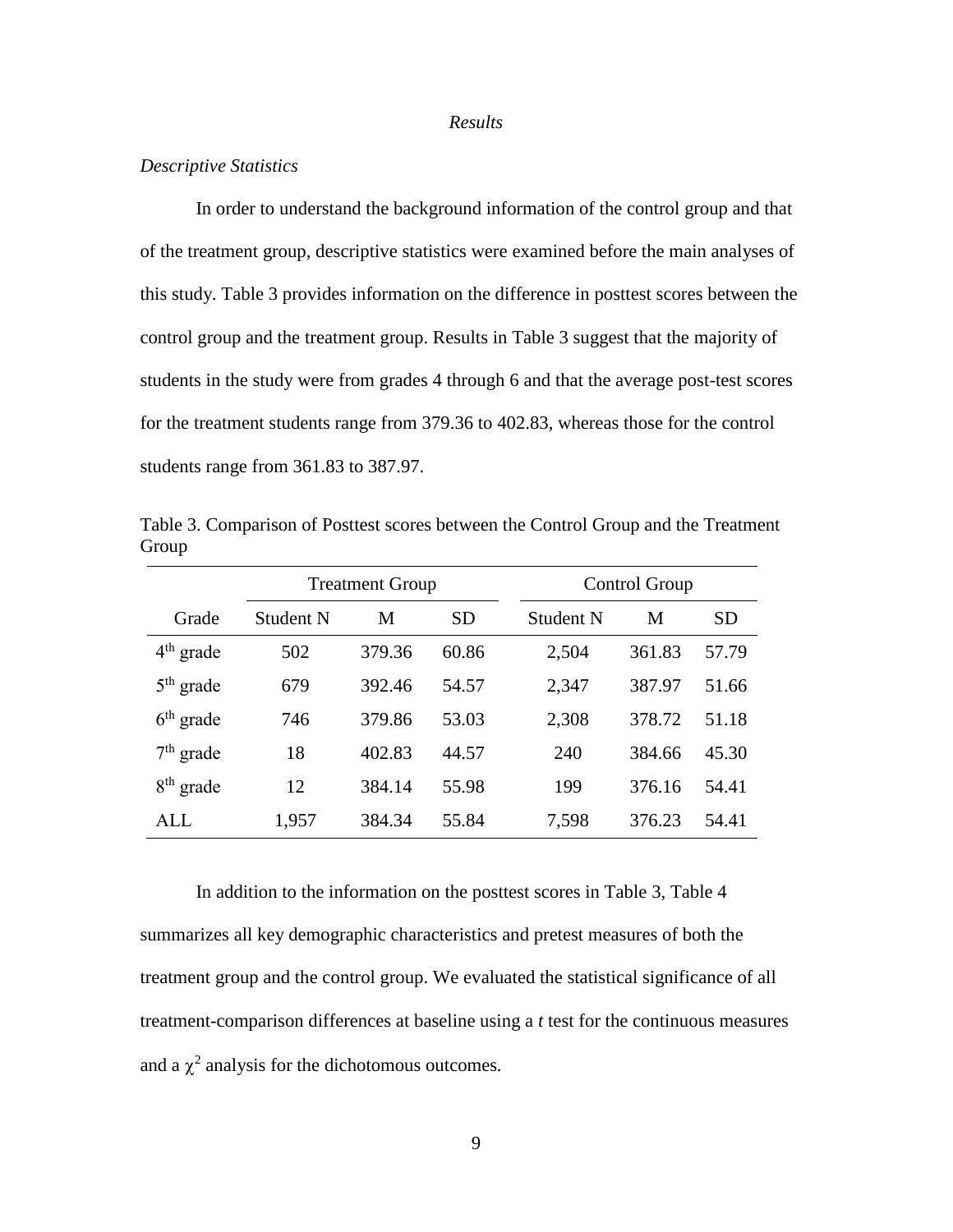*Results*

*Descriptive Statistics*

In order to understand the background information of the control group and that of the treatment group, descriptive statistics were examined before the main analyses of this study. Table 3 provides information on the difference in posttest scores between the control group and the treatment group. Results in Table 3 suggest that the majority of students in the study were from grades 4 through 6 and that the average post-test scores for the treatment students range from 379.36 to 402.83, whereas those for the control students range from 361.83 to 387.97.

Table 3. Comparison of Posttest scores between the Control Group and the Treatment Group

| | Treatment Group | | | Control Group | | |
|---|---|---|---|---|---|---|
| Grade | Student N | M | SD | Student N | M | SD |
| 4th grade | 502 | 379.36 | 60.86 | 2,504 | 361.83 | 57.79 |
| 5th grade | 679 | 392.46 | 54.57 | 2,347 | 387.97 | 51.66 |
| 6th grade | 746 | 379.86 | 53.03 | 2,308 | 378.72 | 51.18 |
| 7th grade | 18 | 402.83 | 44.57 | 240 | 384.66 | 45.30 |
| 8th grade | 12 | 384.14 | 55.98 | 199 | 376.16 | 54.41 |
| ALL | 1,957 | 384.34 | 55.84 | 7,598 | 376.23 | 54.41 |

In addition to the information on the posttest scores in Table 3, Table 4 summarizes all key demographic characteristics and pretest measures of both the treatment group and the control group. We evaluated the statistical significance of all treatment-comparison differences at baseline using a *t* test for the continuous measures and a $\chi^2$ analysis for the dichotomous outcomes.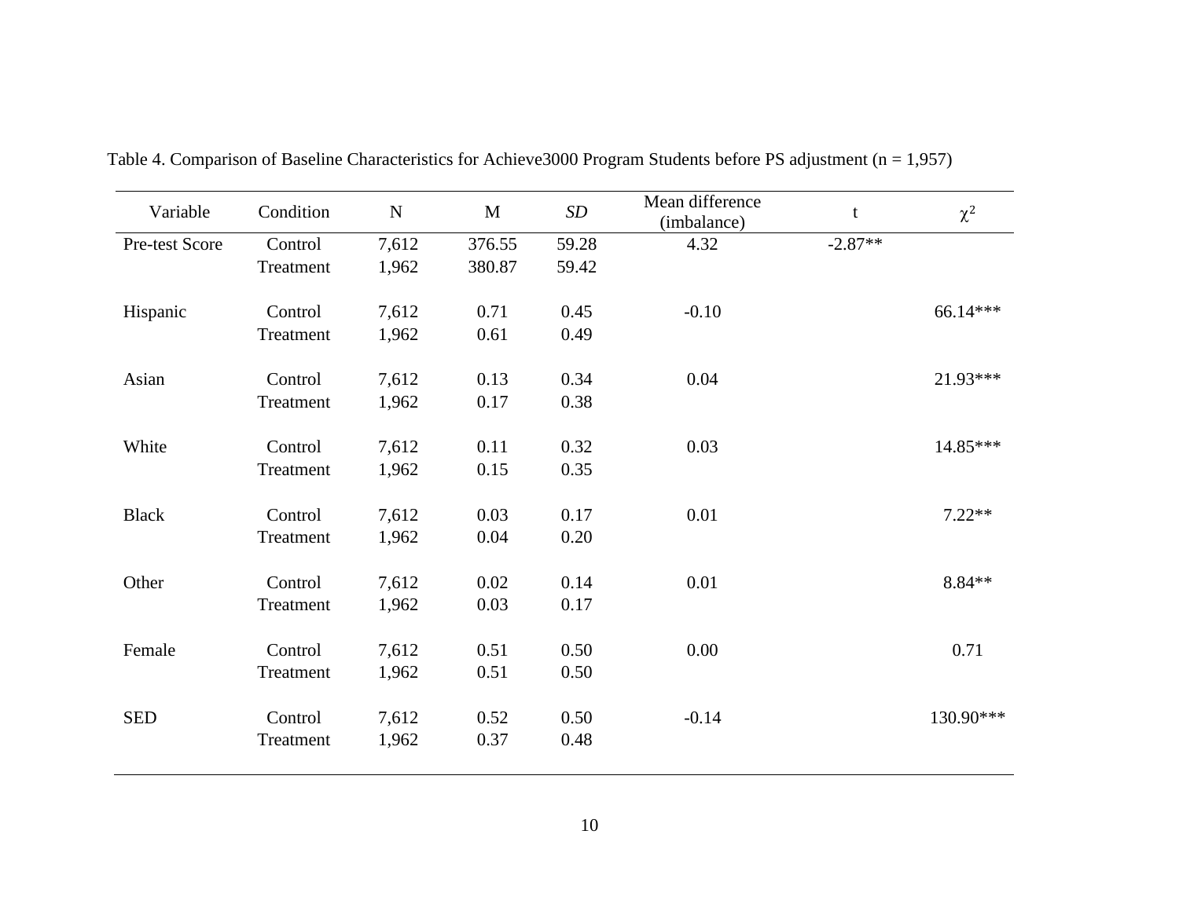Table 4. Comparison of Baseline Characteristics for Achieve3000 Program Students before PS adjustment (n = 1,957)

| Variable | Condition | N | M | *SD* | Mean difference (imbalance) | t | $\chi^2$ |
|---|---|---|---|---|---|---|---|
| Pre-test Score | Control | 7,612 | 376.55 | 59.28 | 4.32 | -2.87** | |
| | Treatment | 1,962 | 380.87 | 59.42 | | | |
| Hispanic | Control | 7,612 | 0.71 | 0.45 | -0.10 | | 66.14*** |
| | Treatment | 1,962 | 0.61 | 0.49 | | | |
| Asian | Control | 7,612 | 0.13 | 0.34 | 0.04 | | 21.93*** |
| | Treatment | 1,962 | 0.17 | 0.38 | | | |
| White | Control | 7,612 | 0.11 | 0.32 | 0.03 | | 14.85*** |
| | Treatment | 1,962 | 0.15 | 0.35 | | | |
| Black | Control | 7,612 | 0.03 | 0.17 | 0.01 | | 7.22** |
| | Treatment | 1,962 | 0.04 | 0.20 | | | |
| Other | Control | 7,612 | 0.02 | 0.14 | 0.01 | | 8.84** |
| | Treatment | 1,962 | 0.03 | 0.17 | | | |
| Female | Control | 7,612 | 0.51 | 0.50 | 0.00 | | 0.71 |
| | Treatment | 1,962 | 0.51 | 0.50 | | | |
| SED | Control | 7,612 | 0.52 | 0.50 | -0.14 | | 130.90*** |
| | Treatment | 1,962 | 0.37 | 0.48 | | | |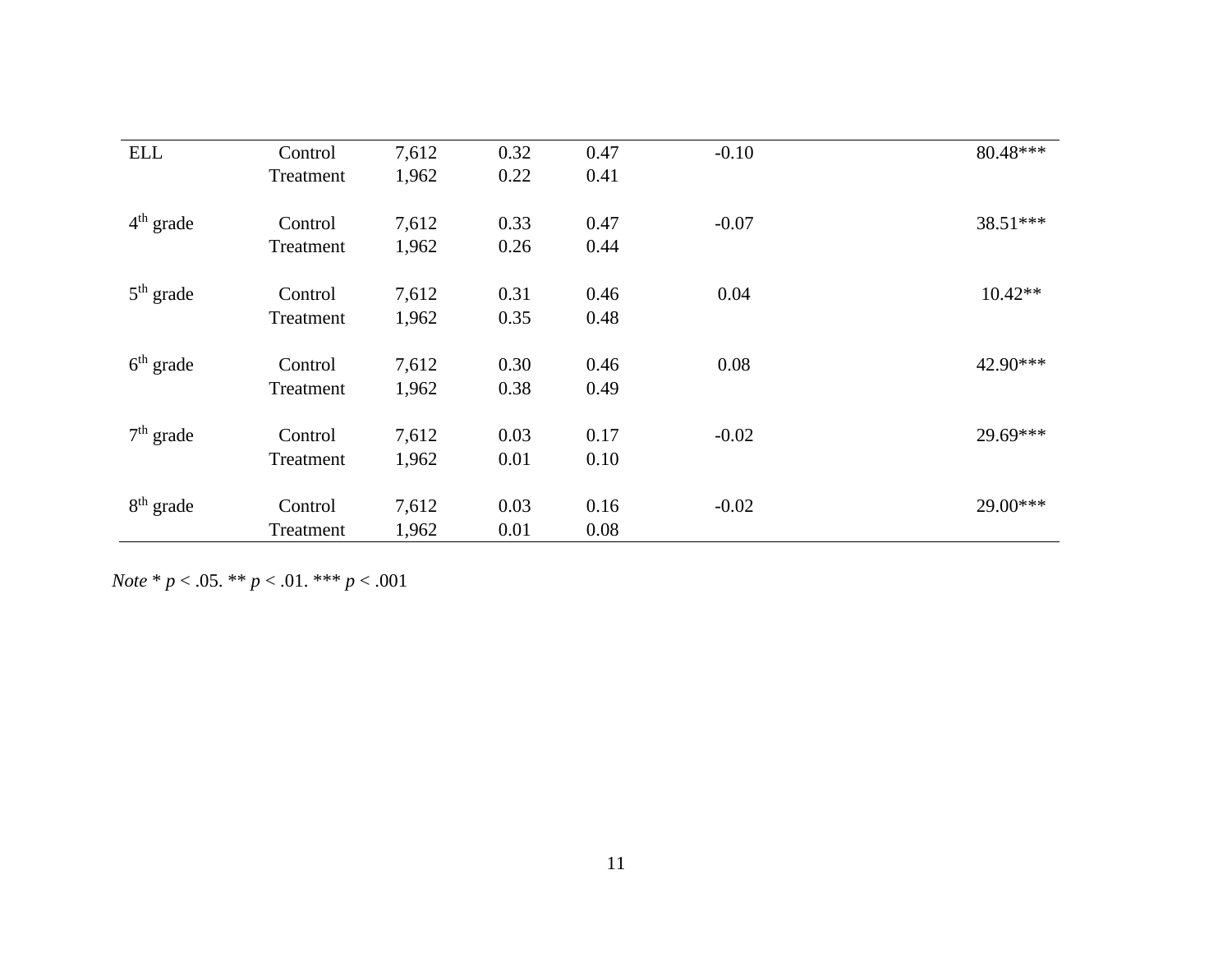| | | | | | | |
|---|---|---|---|---|---|---|
| ELL | Control | 7,612 | 0.32 | 0.47 | -0.10 | 80.48*** |
| | Treatment | 1,962 | 0.22 | 0.41 | | |
| 4th grade | Control | 7,612 | 0.33 | 0.47 | -0.07 | 38.51*** |
| | Treatment | 1,962 | 0.26 | 0.44 | | |
| 5th grade | Control | 7,612 | 0.31 | 0.46 | 0.04 | 10.42** |
| | Treatment | 1,962 | 0.35 | 0.48 | | |
| 6th grade | Control | 7,612 | 0.30 | 0.46 | 0.08 | 42.90*** |
| | Treatment | 1,962 | 0.38 | 0.49 | | |
| 7th grade | Control | 7,612 | 0.03 | 0.17 | -0.02 | 29.69*** |
| | Treatment | 1,962 | 0.01 | 0.10 | | |
| 8th grade | Control | 7,612 | 0.03 | 0.16 | -0.02 | 29.00*** |
| | Treatment | 1,962 | 0.01 | 0.08 | | |

*Note* * $p < .05$. ** $p < .01$. *** $p < .001$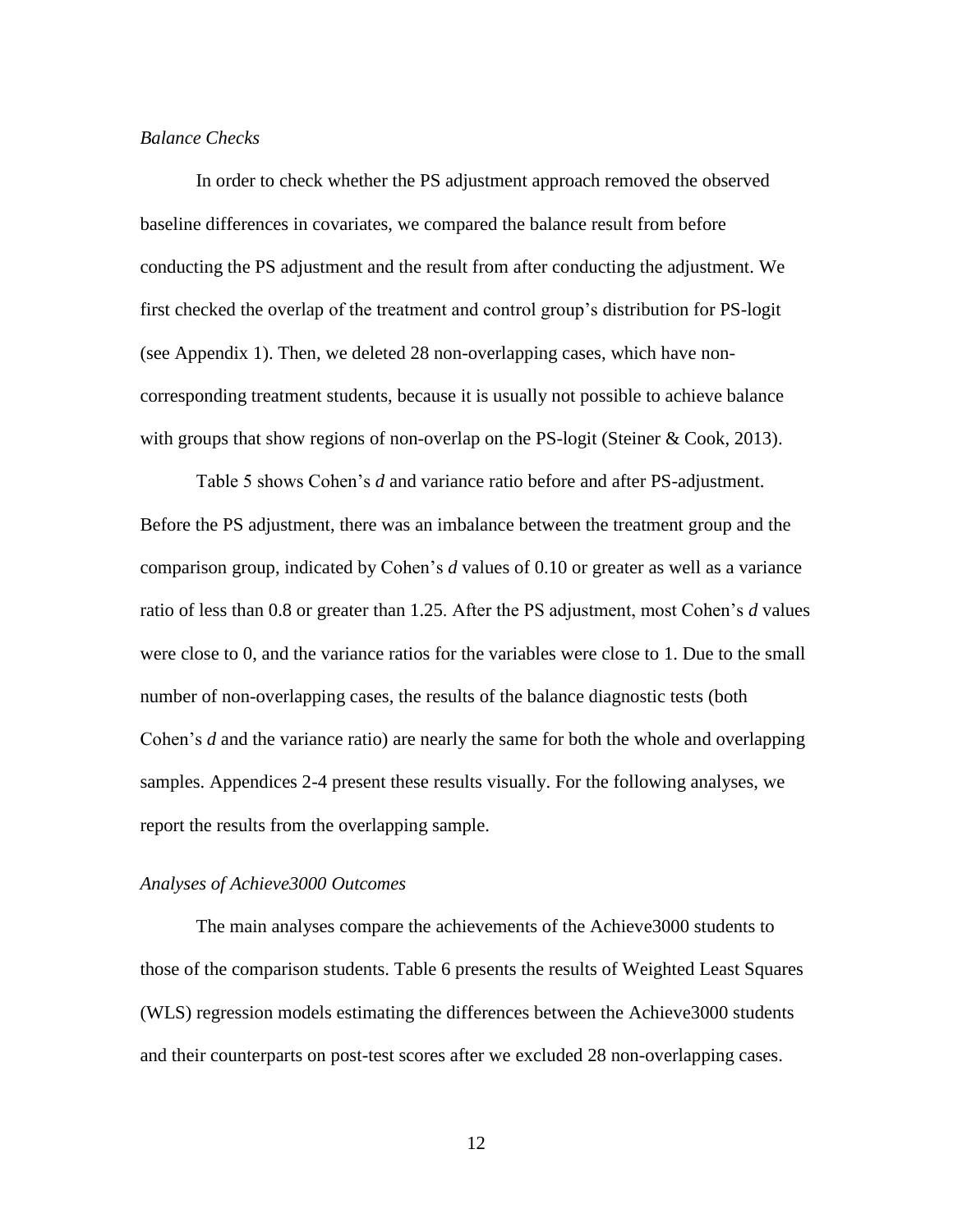*Balance Checks*

In order to check whether the PS adjustment approach removed the observed baseline differences in covariates, we compared the balance result from before conducting the PS adjustment and the result from after conducting the adjustment. We first checked the overlap of the treatment and control group's distribution for PS-logit (see Appendix 1). Then, we deleted 28 non-overlapping cases, which have non-corresponding treatment students, because it is usually not possible to achieve balance with groups that show regions of non-overlap on the PS-logit (Steiner & Cook, 2013).

Table 5 shows Cohen's *d* and variance ratio before and after PS-adjustment. Before the PS adjustment, there was an imbalance between the treatment group and the comparison group, indicated by Cohen's *d* values of 0.10 or greater as well as a variance ratio of less than 0.8 or greater than 1.25. After the PS adjustment, most Cohen's *d* values were close to 0, and the variance ratios for the variables were close to 1. Due to the small number of non-overlapping cases, the results of the balance diagnostic tests (both Cohen's *d* and the variance ratio) are nearly the same for both the whole and overlapping samples. Appendices 2-4 present these results visually. For the following analyses, we report the results from the overlapping sample.

*Analyses of Achieve3000 Outcomes*

The main analyses compare the achievements of the Achieve3000 students to those of the comparison students. Table 6 presents the results of Weighted Least Squares (WLS) regression models estimating the differences between the Achieve3000 students and their counterparts on post-test scores after we excluded 28 non-overlapping cases.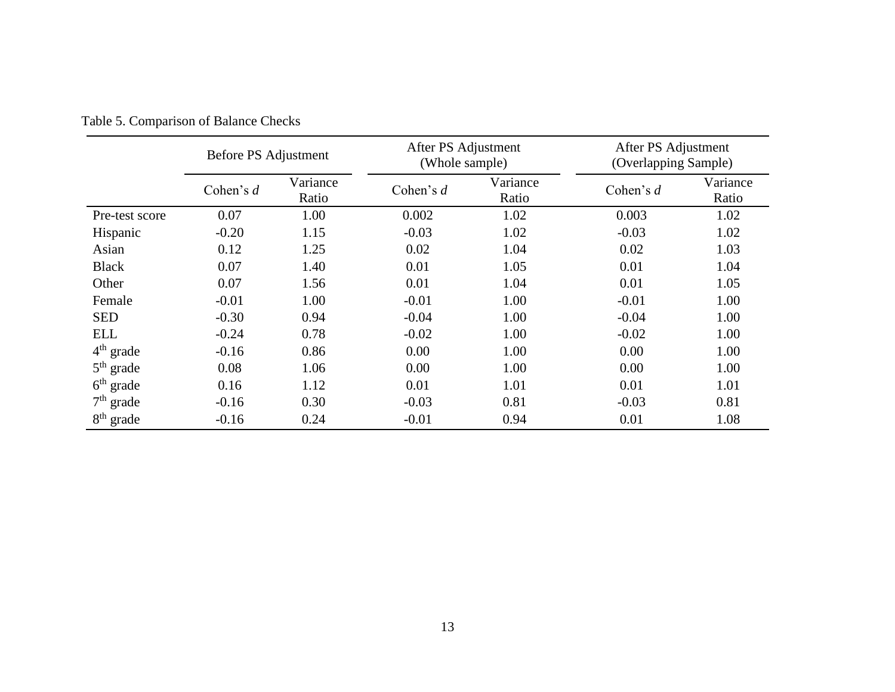Table 5. Comparison of Balance Checks

| | Before PS Adjustment | | After PS Adjustment (Whole sample) | | After PS Adjustment (Overlapping Sample) | |
|---|---|---|---|---|---|---|
| | Cohen's *d* | Variance Ratio | Cohen's *d* | Variance Ratio | Cohen's *d* | Variance Ratio |
| Pre-test score | 0.07 | 1.00 | 0.002 | 1.02 | 0.003 | 1.02 |
| Hispanic | -0.20 | 1.15 | -0.03 | 1.02 | -0.03 | 1.02 |
| Asian | 0.12 | 1.25 | 0.02 | 1.04 | 0.02 | 1.03 |
| Black | 0.07 | 1.40 | 0.01 | 1.05 | 0.01 | 1.04 |
| Other | 0.07 | 1.56 | 0.01 | 1.04 | 0.01 | 1.05 |
| Female | -0.01 | 1.00 | -0.01 | 1.00 | -0.01 | 1.00 |
| SED | -0.30 | 0.94 | -0.04 | 1.00 | -0.04 | 1.00 |
| ELL | -0.24 | 0.78 | -0.02 | 1.00 | -0.02 | 1.00 |
| 4th grade | -0.16 | 0.86 | 0.00 | 1.00 | 0.00 | 1.00 |
| 5th grade | 0.08 | 1.06 | 0.00 | 1.00 | 0.00 | 1.00 |
| 6th grade | 0.16 | 1.12 | 0.01 | 1.01 | 0.01 | 1.01 |
| 7th grade | -0.16 | 0.30 | -0.03 | 0.81 | -0.03 | 0.81 |
| 8th grade | -0.16 | 0.24 | -0.01 | 0.94 | 0.01 | 1.08 |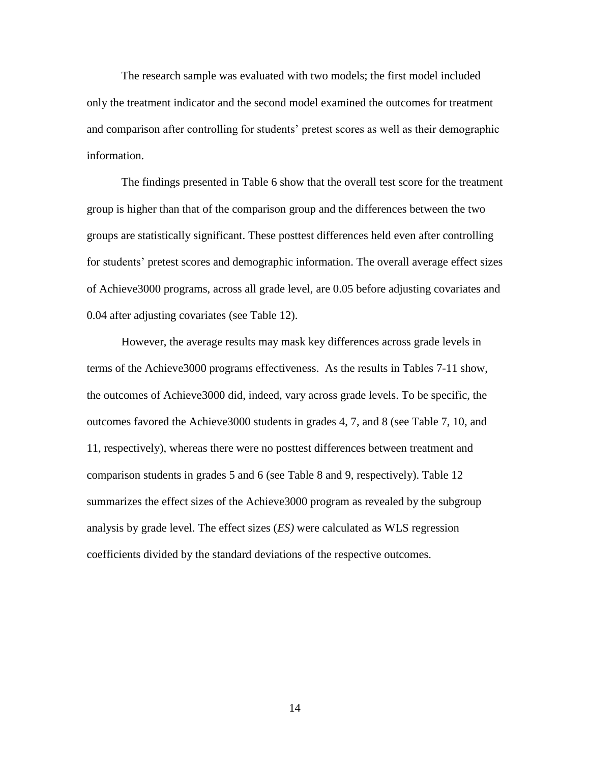The research sample was evaluated with two models; the first model included only the treatment indicator and the second model examined the outcomes for treatment and comparison after controlling for students' pretest scores as well as their demographic information.

The findings presented in Table 6 show that the overall test score for the treatment group is higher than that of the comparison group and the differences between the two groups are statistically significant. These posttest differences held even after controlling for students' pretest scores and demographic information. The overall average effect sizes of Achieve3000 programs, across all grade level, are 0.05 before adjusting covariates and 0.04 after adjusting covariates (see Table 12).

However, the average results may mask key differences across grade levels in terms of the Achieve3000 programs effectiveness. As the results in Tables 7-11 show, the outcomes of Achieve3000 did, indeed, vary across grade levels. To be specific, the outcomes favored the Achieve3000 students in grades 4, 7, and 8 (see Table 7, 10, and 11, respectively), whereas there were no posttest differences between treatment and comparison students in grades 5 and 6 (see Table 8 and 9, respectively). Table 12 summarizes the effect sizes of the Achieve3000 program as revealed by the subgroup analysis by grade level. The effect sizes (*ES)* were calculated as WLS regression coefficients divided by the standard deviations of the respective outcomes.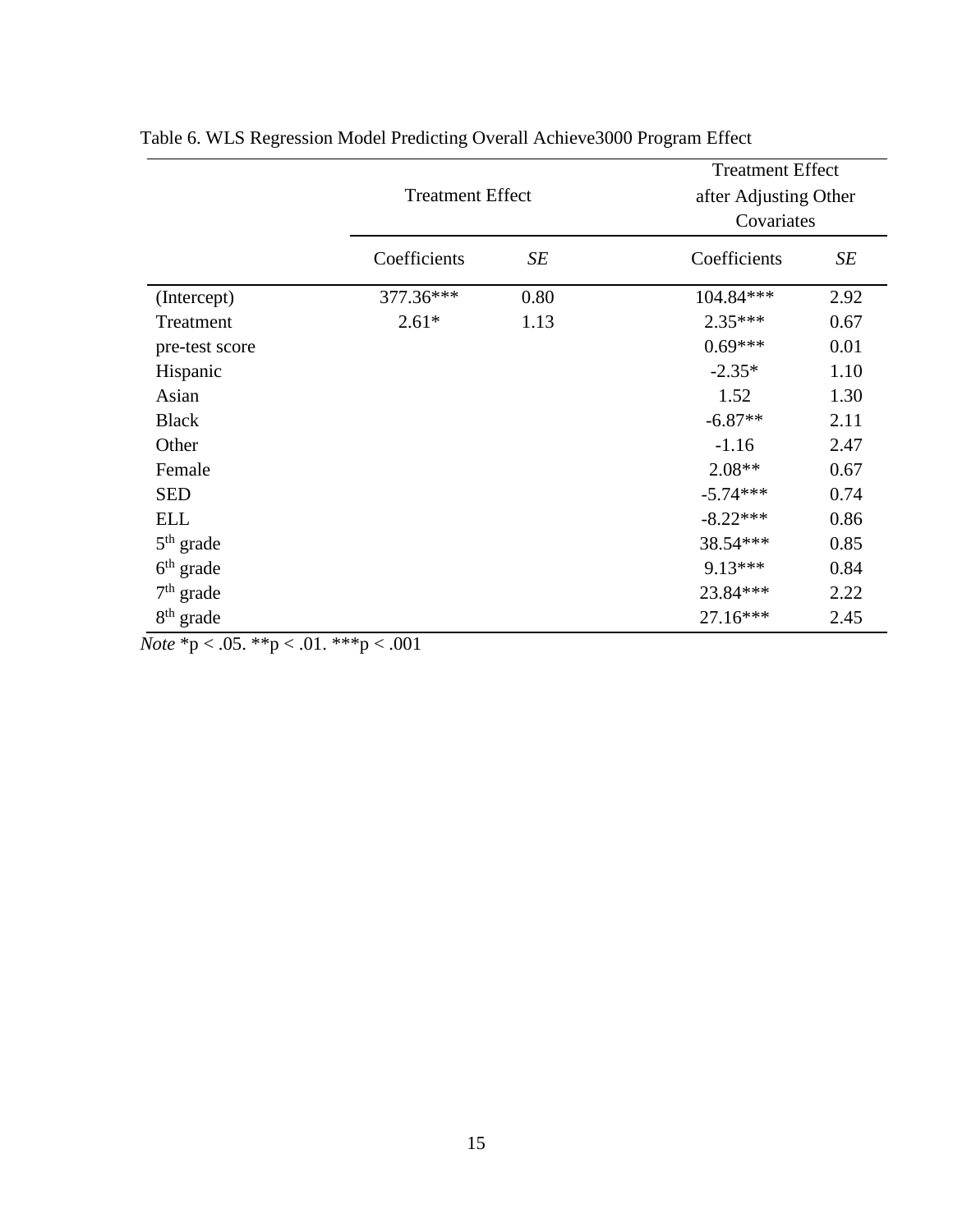Table 6. WLS Regression Model Predicting Overall Achieve3000 Program Effect

| | Treatment Effect | | Treatment Effect after Adjusting Other Covariates | |
|---|---|---|---|---|
| | Coefficients | *SE* | Coefficients | *SE* |
| (Intercept) | 377.36*** | 0.80 | 104.84*** | 2.92 |
| Treatment | 2.61* | 1.13 | 2.35*** | 0.67 |
| pre-test score | | | 0.69*** | 0.01 |
| Hispanic | | | -2.35* | 1.10 |
| Asian | | | 1.52 | 1.30 |
| Black | | | -6.87** | 2.11 |
| Other | | | -1.16 | 2.47 |
| Female | | | 2.08** | 0.67 |
| SED | | | -5.74*** | 0.74 |
| ELL | | | -8.22*** | 0.86 |
| 5th grade | | | 38.54*** | 0.85 |
| 6th grade | | | 9.13*** | 0.84 |
| 7th grade | | | 23.84*** | 2.22 |
| 8th grade | | | 27.16*** | 2.45 |

*Note* *p < .05. **p < .01. ***p < .001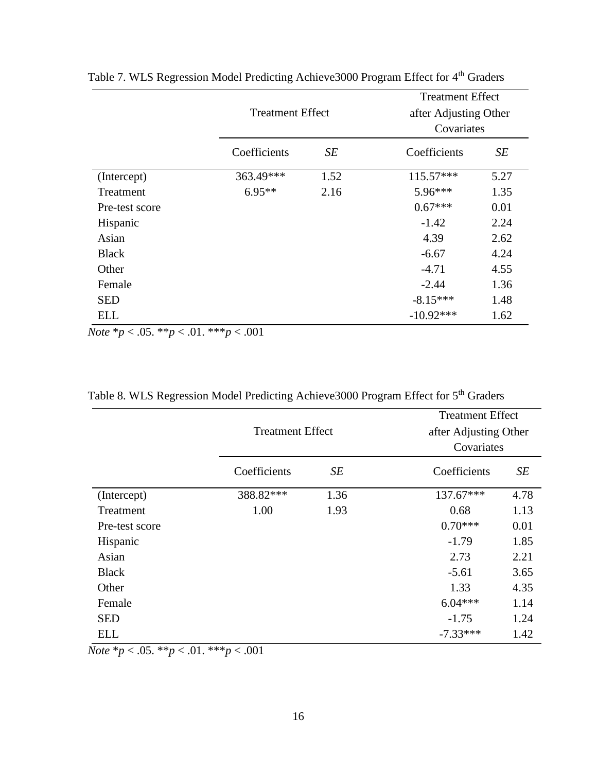Table 7. WLS Regression Model Predicting Achieve3000 Program Effect for 4th Graders

| | Treatment Effect | | Treatment Effect after Adjusting Other Covariates | |
|---|---|---|---|---|
| | Coefficients | *SE* | Coefficients | *SE* |
| (Intercept) | 363.49*** | 1.52 | 115.57*** | 5.27 |
| Treatment | 6.95** | 2.16 | 5.96*** | 1.35 |
| Pre-test score | | | 0.67*** | 0.01 |
| Hispanic | | | -1.42 | 2.24 |
| Asian | | | 4.39 | 2.62 |
| Black | | | -6.67 | 4.24 |
| Other | | | -4.71 | 4.55 |
| Female | | | -2.44 | 1.36 |
| SED | | | -8.15*** | 1.48 |
| ELL | | | -10.92*** | 1.62 |

*Note* *$p < .05$. **$p < .01$. ***$p < .001$

Table 8. WLS Regression Model Predicting Achieve3000 Program Effect for 5th Graders

| | Treatment Effect | | Treatment Effect after Adjusting Other Covariates | |
|---|---|---|---|---|
| | Coefficients | *SE* | Coefficients | *SE* |
| (Intercept) | 388.82*** | 1.36 | 137.67*** | 4.78 |
| Treatment | 1.00 | 1.93 | 0.68 | 1.13 |
| Pre-test score | | | 0.70*** | 0.01 |
| Hispanic | | | -1.79 | 1.85 |
| Asian | | | 2.73 | 2.21 |
| Black | | | -5.61 | 3.65 |
| Other | | | 1.33 | 4.35 |
| Female | | | 6.04*** | 1.14 |
| SED | | | -1.75 | 1.24 |
| ELL | | | -7.33*** | 1.42 |

*Note* *$p < .05$. **$p < .01$. ***$p < .001$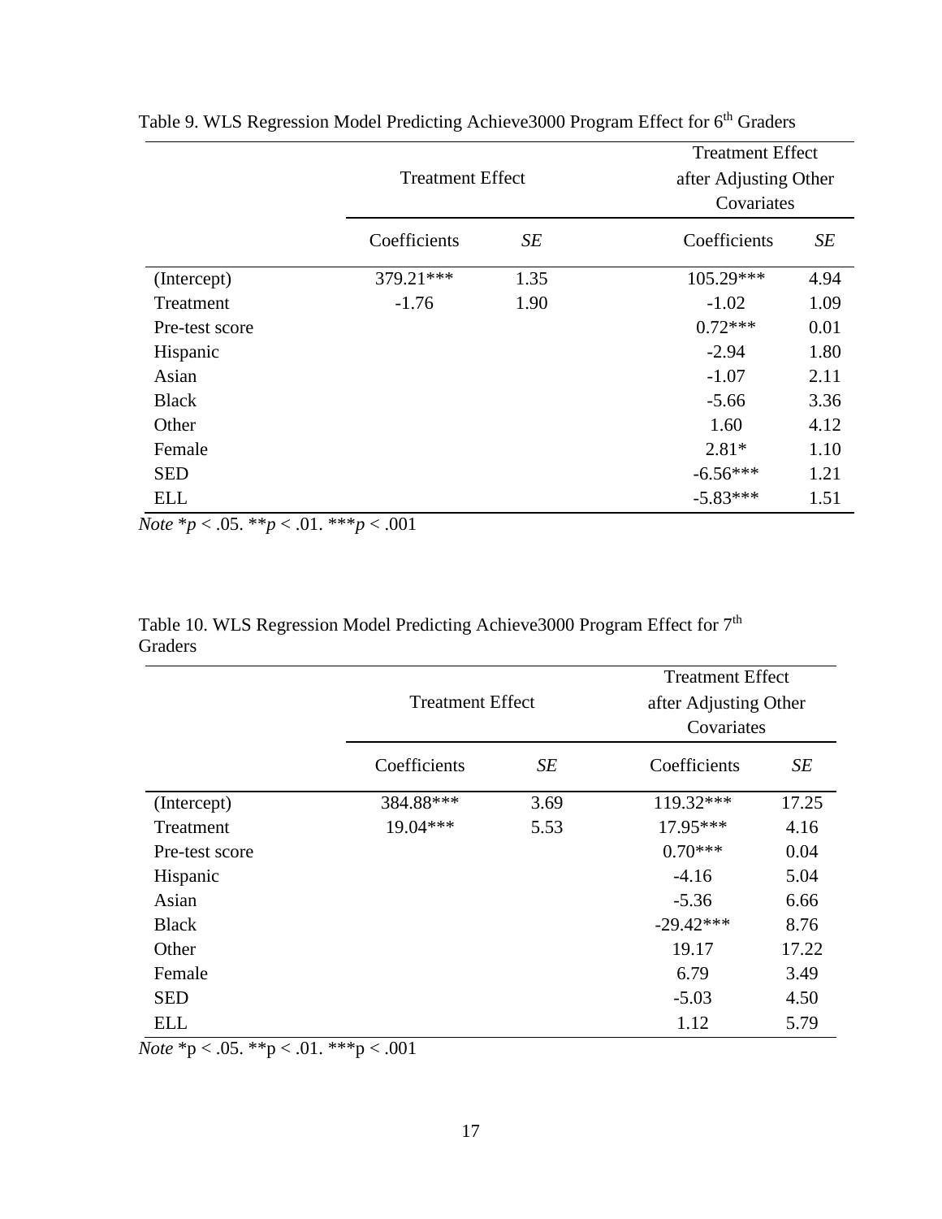Table 9. WLS Regression Model Predicting Achieve3000 Program Effect for 6th Graders

| | Treatment Effect | | Treatment Effect after Adjusting Other Covariates | |
|---|---|---|---|---|
| | Coefficients | *SE* | Coefficients | *SE* |
| (Intercept) | 379.21*** | 1.35 | 105.29*** | 4.94 |
| Treatment | -1.76 | 1.90 | -1.02 | 1.09 |
| Pre-test score | | | 0.72*** | 0.01 |
| Hispanic | | | -2.94 | 1.80 |
| Asian | | | -1.07 | 2.11 |
| Black | | | -5.66 | 3.36 |
| Other | | | 1.60 | 4.12 |
| Female | | | 2.81* | 1.10 |
| SED | | | -6.56*** | 1.21 |
| ELL | | | -5.83*** | 1.51 |

*Note* \*$p < .05$. \*\*$p < .01$. \*\*\*$p < .001$

Table 10. WLS Regression Model Predicting Achieve3000 Program Effect for 7th Graders

| | Treatment Effect | | Treatment Effect after Adjusting Other Covariates | |
|---|---|---|---|---|
| | Coefficients | *SE* | Coefficients | *SE* |
| (Intercept) | 384.88*** | 3.69 | 119.32*** | 17.25 |
| Treatment | 19.04*** | 5.53 | 17.95*** | 4.16 |
| Pre-test score | | | 0.70*** | 0.04 |
| Hispanic | | | -4.16 | 5.04 |
| Asian | | | -5.36 | 6.66 |
| Black | | | -29.42*** | 8.76 |
| Other | | | 19.17 | 17.22 |
| Female | | | 6.79 | 3.49 |
| SED | | | -5.03 | 4.50 |
| ELL | | | 1.12 | 5.79 |

*Note* \*p < .05. \*\*p < .01. \*\*\*p < .001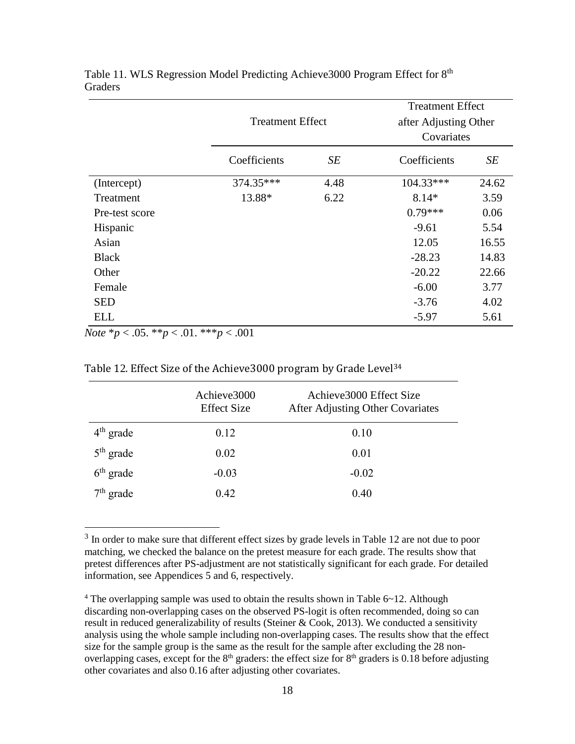Table 11. WLS Regression Model Predicting Achieve3000 Program Effect for 8th Graders

| | Treatment Effect | | Treatment Effect after Adjusting Other Covariates | |
|---|---|---|---|---|
| | Coefficients | *SE* | Coefficients | *SE* |
| (Intercept) | 374.35*** | 4.48 | 104.33*** | 24.62 |
| Treatment | 13.88* | 6.22 | 8.14* | 3.59 |
| Pre-test score | | | 0.79*** | 0.06 |
| Hispanic | | | -9.61 | 5.54 |
| Asian | | | 12.05 | 16.55 |
| Black | | | -28.23 | 14.83 |
| Other | | | -20.22 | 22.66 |
| Female | | | -6.00 | 3.77 |
| SED | | | -3.76 | 4.02 |
| ELL | | | -5.97 | 5.61 |

*Note* \**p* < .05. \*\**p* < .01. \*\*\**p* < .001

Table 12. Effect Size of the Achieve3000 program by Grade Level[3][4]

| | Achieve3000 Effect Size | Achieve3000 Effect Size After Adjusting Other Covariates |
|---|---|---|
| 4th grade | 0.12 | 0.10 |
| 5th grade | 0.02 | 0.01 |
| 6th grade | -0.03 | -0.02 |
| 7th grade | 0.42 | 0.40 |

[3] In order to make sure that different effect sizes by grade levels in Table 12 are not due to poor matching, we checked the balance on the pretest measure for each grade. The results show that pretest differences after PS-adjustment are not statistically significant for each grade. For detailed information, see Appendices 5 and 6, respectively.

[4] The overlapping sample was used to obtain the results shown in Table 6~12. Although discarding non-overlapping cases on the observed PS-logit is often recommended, doing so can result in reduced generalizability of results (Steiner & Cook, 2013). We conducted a sensitivity analysis using the whole sample including non-overlapping cases. The results show that the effect size for the sample group is the same as the result for the sample after excluding the 28 non-overlapping cases, except for the 8th graders: the effect size for 8th graders is 0.18 before adjusting other covariates and also 0.16 after adjusting other covariates.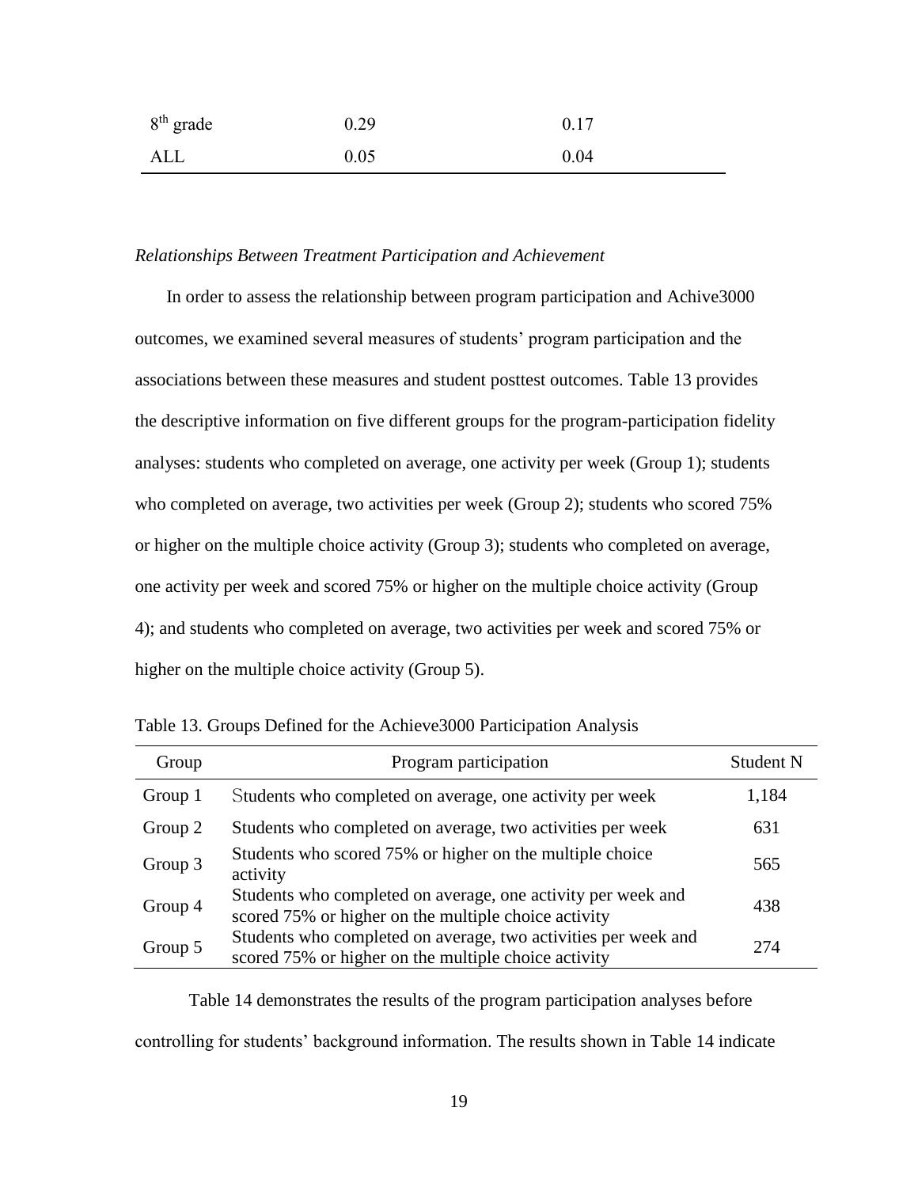| | | |
|---|---|---|
| $8^{th}$ grade | 0.29 | 0.17 |
| ALL | 0.05 | 0.04 |

*Relationships Between Treatment Participation and Achievement*

In order to assess the relationship between program participation and Achive3000 outcomes, we examined several measures of students' program participation and the associations between these measures and student posttest outcomes. Table 13 provides the descriptive information on five different groups for the program-participation fidelity analyses: students who completed on average, one activity per week (Group 1); students who completed on average, two activities per week (Group 2); students who scored 75% or higher on the multiple choice activity (Group 3); students who completed on average, one activity per week and scored 75% or higher on the multiple choice activity (Group 4); and students who completed on average, two activities per week and scored 75% or higher on the multiple choice activity (Group 5).

Table 13. Groups Defined for the Achieve3000 Participation Analysis

| Group | Program participation | Student N |
|---|---|---|
| Group 1 | Students who completed on average, one activity per week | 1,184 |
| Group 2 | Students who completed on average, two activities per week | 631 |
| Group 3 | Students who scored 75% or higher on the multiple choice activity | 565 |
| Group 4 | Students who completed on average, one activity per week and scored 75% or higher on the multiple choice activity | 438 |
| Group 5 | Students who completed on average, two activities per week and scored 75% or higher on the multiple choice activity | 274 |

Table 14 demonstrates the results of the program participation analyses before controlling for students' background information. The results shown in Table 14 indicate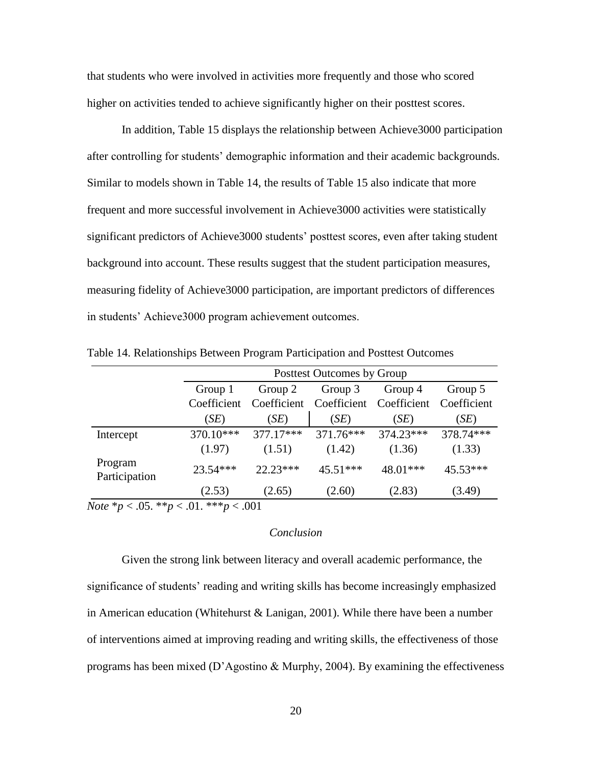that students who were involved in activities more frequently and those who scored higher on activities tended to achieve significantly higher on their posttest scores.

In addition, Table 15 displays the relationship between Achieve3000 participation after controlling for students' demographic information and their academic backgrounds. Similar to models shown in Table 14, the results of Table 15 also indicate that more frequent and more successful involvement in Achieve3000 activities were statistically significant predictors of Achieve3000 students' posttest scores, even after taking student background into account. These results suggest that the student participation measures, measuring fidelity of Achieve3000 participation, are important predictors of differences in students' Achieve3000 program achievement outcomes.

Table 14. Relationships Between Program Participation and Posttest Outcomes

| | Posttest Outcomes by Group | | | | |
|---|---|---|---|---|---|
| | Group 1 Coefficient (*SE*) | Group 2 Coefficient (*SE*) | Group 3 Coefficient (*SE*) | Group 4 Coefficient (*SE*) | Group 5 Coefficient (*SE*) |
| Intercept | 370.10*** | 377.17*** | 371.76*** | 374.23*** | 378.74*** |
| | (1.97) | (1.51) | (1.42) | (1.36) | (1.33) |
| Program Participation | 23.54*** | 22.23*** | 45.51*** | 48.01*** | 45.53*** |
| | (2.53) | (2.65) | (2.60) | (2.83) | (3.49) |

*Note* \*$p < .05$. \*\*$p < .01$. \*\*\*$p < .001$

### *Conclusion*

Given the strong link between literacy and overall academic performance, the significance of students' reading and writing skills has become increasingly emphasized in American education (Whitehurst & Lanigan, 2001). While there have been a number of interventions aimed at improving reading and writing skills, the effectiveness of those programs has been mixed (D'Agostino & Murphy, 2004). By examining the effectiveness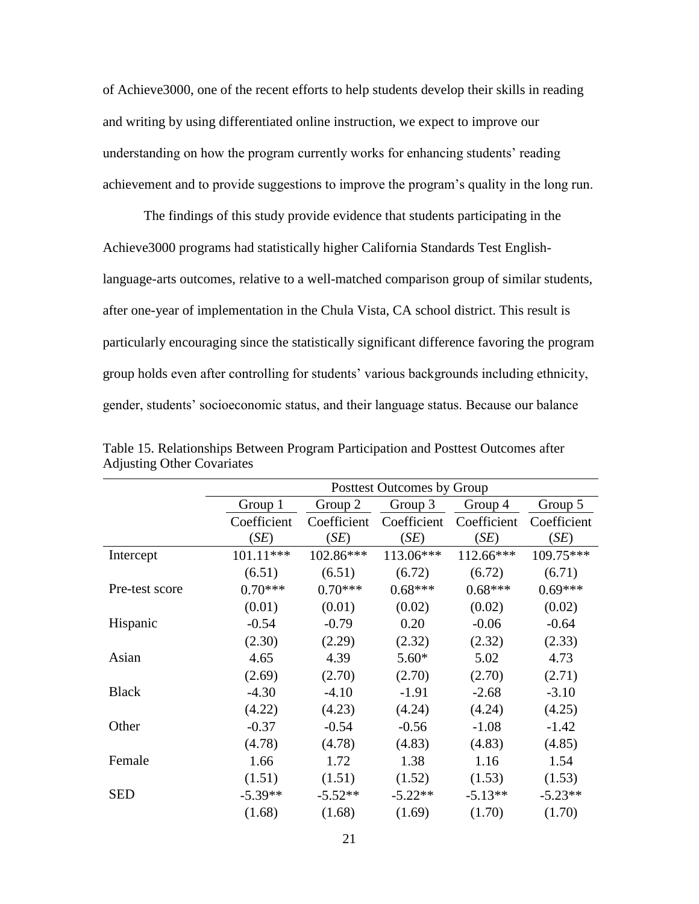of Achieve3000, one of the recent efforts to help students develop their skills in reading and writing by using differentiated online instruction, we expect to improve our understanding on how the program currently works for enhancing students' reading achievement and to provide suggestions to improve the program's quality in the long run.

The findings of this study provide evidence that students participating in the Achieve3000 programs had statistically higher California Standards Test English-language-arts outcomes, relative to a well-matched comparison group of similar students, after one-year of implementation in the Chula Vista, CA school district. This result is particularly encouraging since the statistically significant difference favoring the program group holds even after controlling for students' various backgrounds including ethnicity, gender, students' socioeconomic status, and their language status. Because our balance

Table 15. Relationships Between Program Participation and Posttest Outcomes after Adjusting Other Covariates

| | Posttest Outcomes by Group | | | | |
|---|---|---|---|---|---|
| | Group 1 | Group 2 | Group 3 | Group 4 | Group 5 |
| | Coefficient (*SE*) | Coefficient (*SE*) | Coefficient (*SE*) | Coefficient (*SE*) | Coefficient (*SE*) |
| Intercept | 101.11*** | 102.86*** | 113.06*** | 112.66*** | 109.75*** |
| | (6.51) | (6.51) | (6.72) | (6.72) | (6.71) |
| Pre-test score | 0.70*** | 0.70*** | 0.68*** | 0.68*** | 0.69*** |
| | (0.01) | (0.01) | (0.02) | (0.02) | (0.02) |
| Hispanic | -0.54 | -0.79 | 0.20 | -0.06 | -0.64 |
| | (2.30) | (2.29) | (2.32) | (2.32) | (2.33) |
| Asian | 4.65 | 4.39 | 5.60* | 5.02 | 4.73 |
| | (2.69) | (2.70) | (2.70) | (2.70) | (2.71) |
| Black | -4.30 | -4.10 | -1.91 | -2.68 | -3.10 |
| | (4.22) | (4.23) | (4.24) | (4.24) | (4.25) |
| Other | -0.37 | -0.54 | -0.56 | -1.08 | -1.42 |
| | (4.78) | (4.78) | (4.83) | (4.83) | (4.85) |
| Female | 1.66 | 1.72 | 1.38 | 1.16 | 1.54 |
| | (1.51) | (1.51) | (1.52) | (1.53) | (1.53) |
| SED | -5.39** | -5.52** | -5.22** | -5.13** | -5.23** |
| | (1.68) | (1.68) | (1.69) | (1.70) | (1.70) |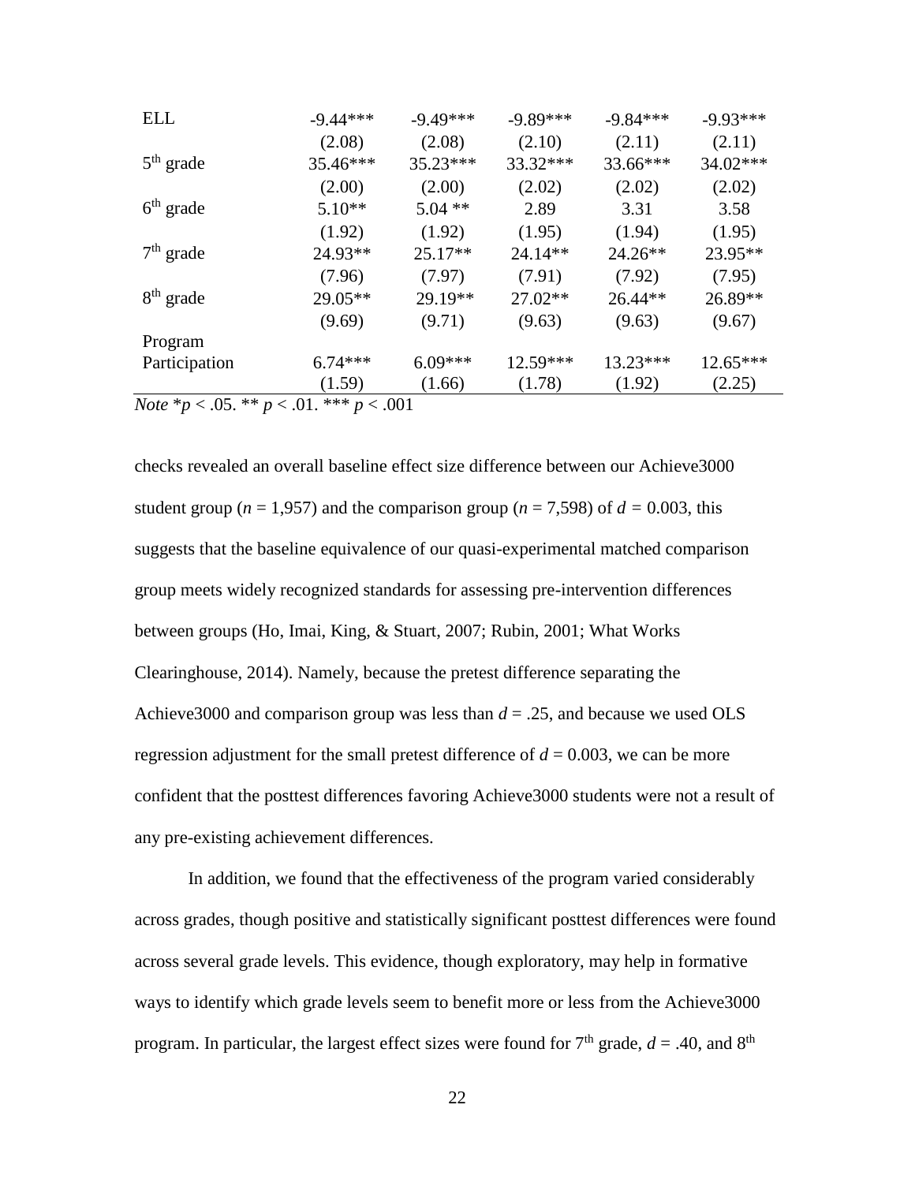| | | | | | |
|---|---|---|---|---|---|
| ELL | -9.44*** | -9.49*** | -9.89*** | -9.84*** | -9.93*** |
| | (2.08) | (2.08) | (2.10) | (2.11) | (2.11) |
| 5th grade | 35.46*** | 35.23*** | 33.32*** | 33.66*** | 34.02*** |
| | (2.00) | (2.00) | (2.02) | (2.02) | (2.02) |
| 6th grade | 5.10** | 5.04 ** | 2.89 | 3.31 | 3.58 |
| | (1.92) | (1.92) | (1.95) | (1.94) | (1.95) |
| 7th grade | 24.93** | 25.17** | 24.14** | 24.26** | 23.95** |
| | (7.96) | (7.97) | (7.91) | (7.92) | (7.95) |
| 8th grade | 29.05** | 29.19** | 27.02** | 26.44** | 26.89** |
| | (9.69) | (9.71) | (9.63) | (9.63) | (9.67) |
| Program Participation | 6.74*** | 6.09*** | 12.59*** | 13.23*** | 12.65*** |
| | (1.59) | (1.66) | (1.78) | (1.92) | (2.25) |

*Note* \*$p < .05$. \*\* $p < .01$. \*\*\* $p < .001$

checks revealed an overall baseline effect size difference between our Achieve3000 student group ($n$ = 1,957) and the comparison group ($n$ = 7,598) of $d$ = 0.003, this suggests that the baseline equivalence of our quasi-experimental matched comparison group meets widely recognized standards for assessing pre-intervention differences between groups (Ho, Imai, King, & Stuart, 2007; Rubin, 2001; What Works Clearinghouse, 2014). Namely, because the pretest difference separating the Achieve3000 and comparison group was less than $d$ = .25, and because we used OLS regression adjustment for the small pretest difference of $d$ = 0.003, we can be more confident that the posttest differences favoring Achieve3000 students were not a result of any pre-existing achievement differences.

In addition, we found that the effectiveness of the program varied considerably across grades, though positive and statistically significant posttest differences were found across several grade levels. This evidence, though exploratory, may help in formative ways to identify which grade levels seem to benefit more or less from the Achieve3000 program. In particular, the largest effect sizes were found for 7th grade, $d$ = .40, and 8th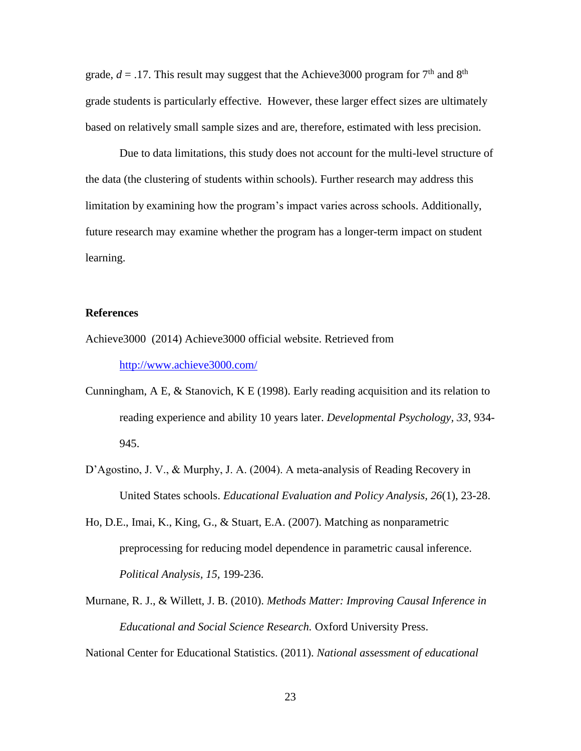grade, $d = .17$. This result may suggest that the Achieve3000 program for 7th and 8th grade students is particularly effective. However, these larger effect sizes are ultimately based on relatively small sample sizes and are, therefore, estimated with less precision.

Due to data limitations, this study does not account for the multi-level structure of the data (the clustering of students within schools). Further research may address this limitation by examining how the program's impact varies across schools. Additionally, future research may examine whether the program has a longer-term impact on student learning.

**References**

Achieve3000 (2014) Achieve3000 official website. Retrieved from http://www.achieve3000.com/

Cunningham, A E, & Stanovich, K E (1998). Early reading acquisition and its relation to reading experience and ability 10 years later. *Developmental Psychology, 33*, 934-945.

D'Agostino, J. V., & Murphy, J. A. (2004). A meta-analysis of Reading Recovery in United States schools. *Educational Evaluation and Policy Analysis, 26*(1), 23-28.

Ho, D.E., Imai, K., King, G., & Stuart, E.A. (2007). Matching as nonparametric preprocessing for reducing model dependence in parametric causal inference. *Political Analysis*, *15*, 199-236.

Murnane, R. J., & Willett, J. B. (2010). *Methods Matter: Improving Causal Inference in Educational and Social Science Research.* Oxford University Press.

National Center for Educational Statistics. (2011). *National assessment of educational*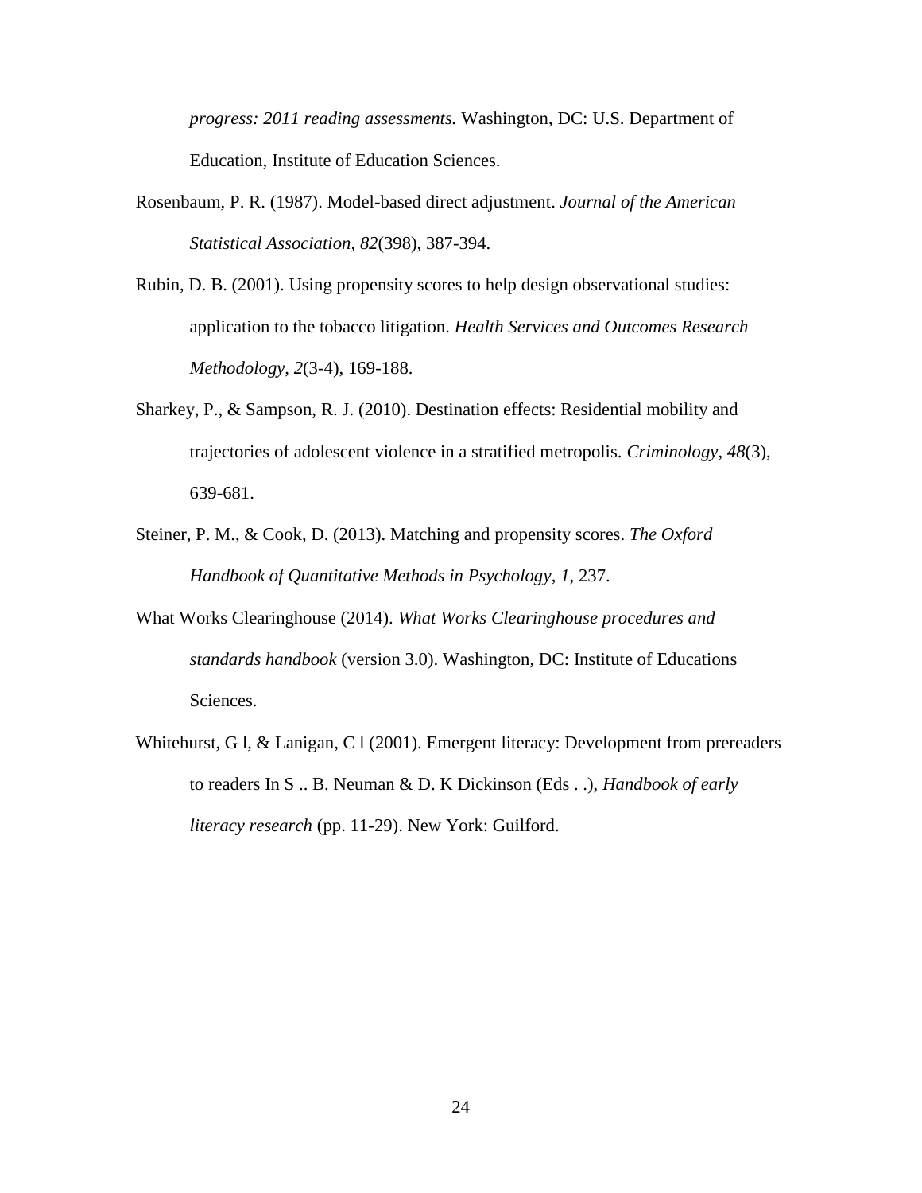*progress: 2011 reading assessments.* Washington, DC: U.S. Department of Education, Institute of Education Sciences.

Rosenbaum, P. R. (1987). Model-based direct adjustment. *Journal of the American Statistical Association*, *82*(398), 387-394.

Rubin, D. B. (2001). Using propensity scores to help design observational studies: application to the tobacco litigation. *Health Services and Outcomes Research Methodology*, *2*(3-4), 169-188.

Sharkey, P., & Sampson, R. J. (2010). Destination effects: Residential mobility and trajectories of adolescent violence in a stratified metropolis. *Criminology*, *48*(3), 639-681.

Steiner, P. M., & Cook, D. (2013). Matching and propensity scores. *The Oxford Handbook of Quantitative Methods in Psychology*, *1*, 237.

What Works Clearinghouse (2014). *What Works Clearinghouse procedures and standards handbook* (version 3.0). Washington, DC: Institute of Educations Sciences.

Whitehurst, G l, & Lanigan, C l (2001). Emergent literacy: Development from prereaders to readers In S .. B. Neuman & D. K Dickinson (Eds . .), *Handbook of early literacy research* (pp. 11-29). New York: Guilford.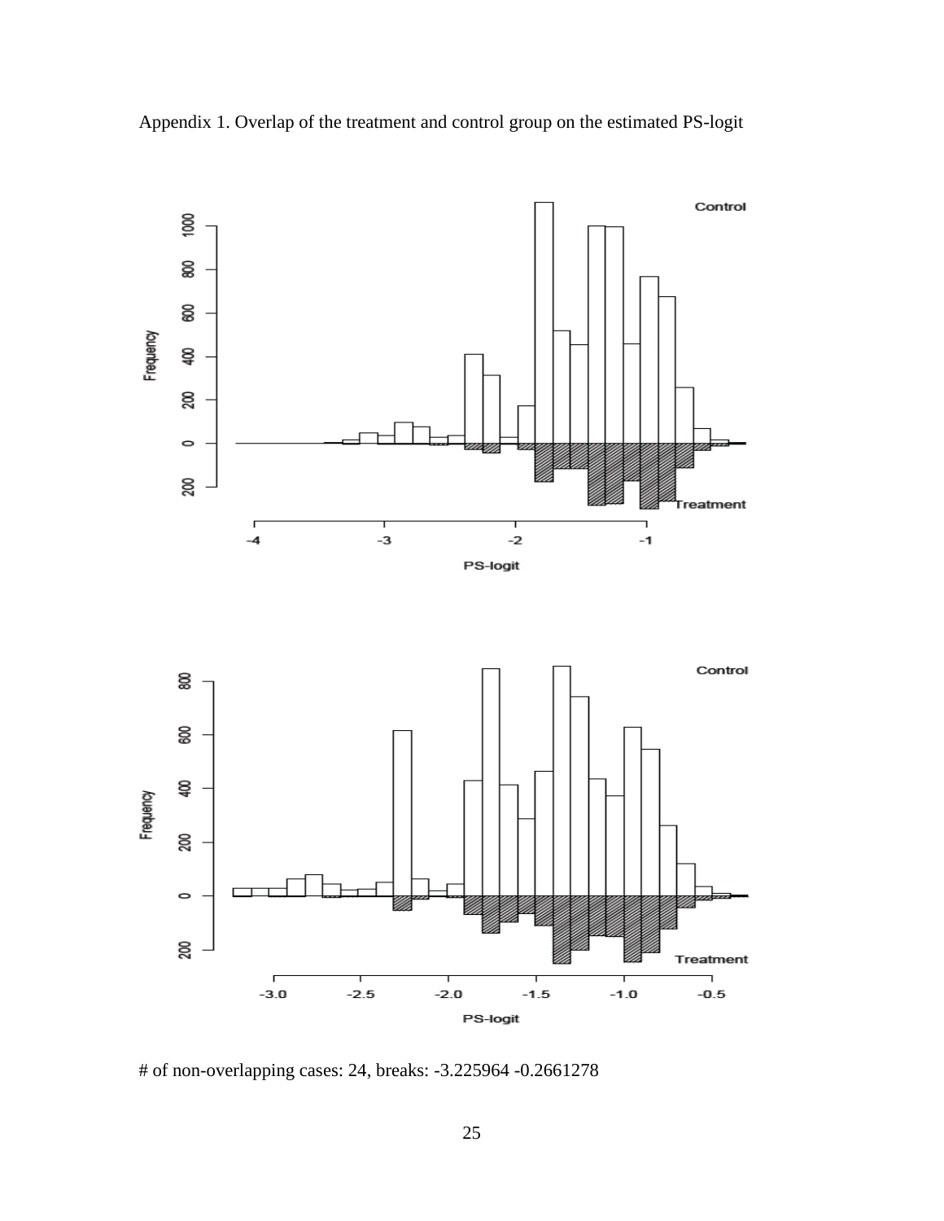Appendix 1. Overlap of the treatment and control group on the estimated PS-logit

# of non-overlapping cases: 24, breaks: -3.225964 -0.2661278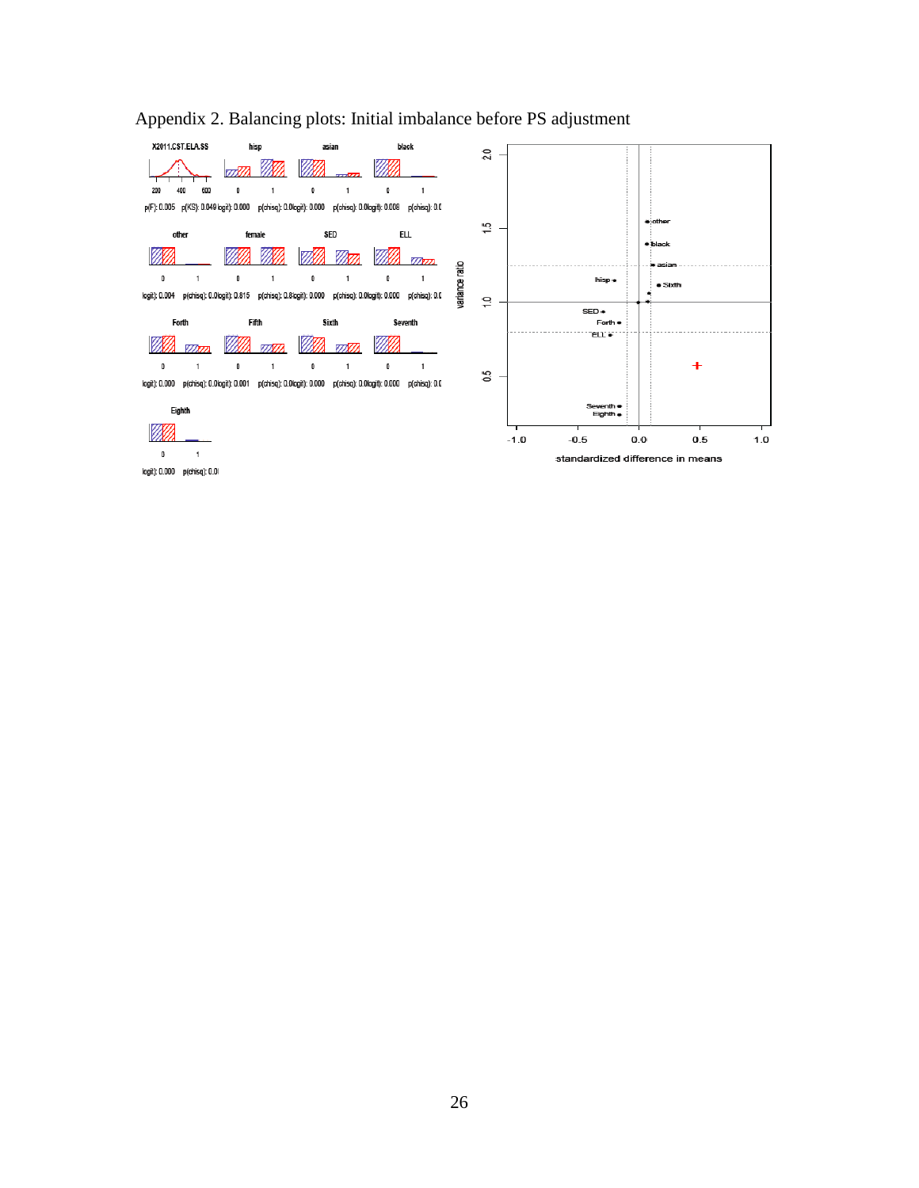Appendix 2. Balancing plots: Initial imbalance before PS adjustment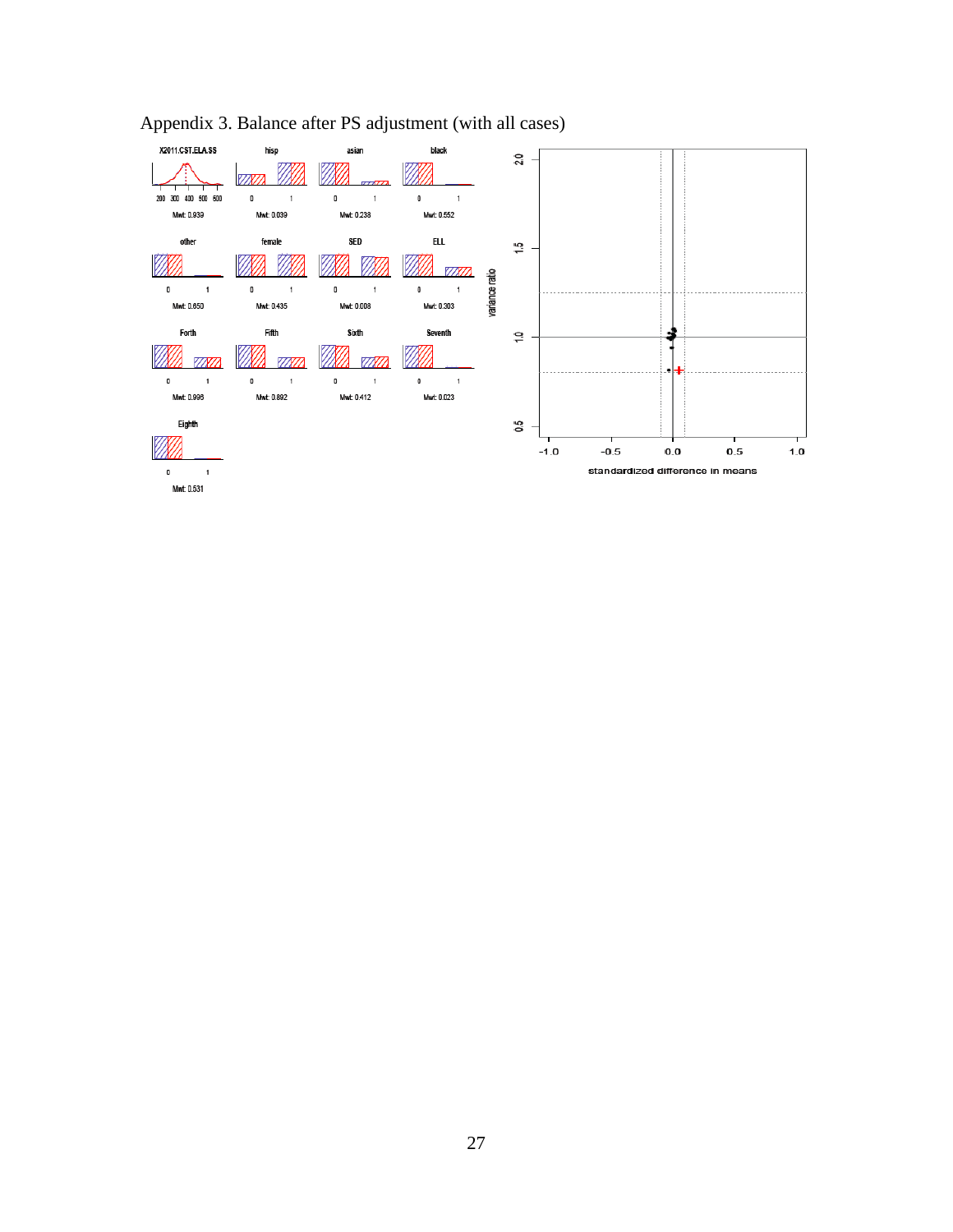Appendix 3. Balance after PS adjustment (with all cases)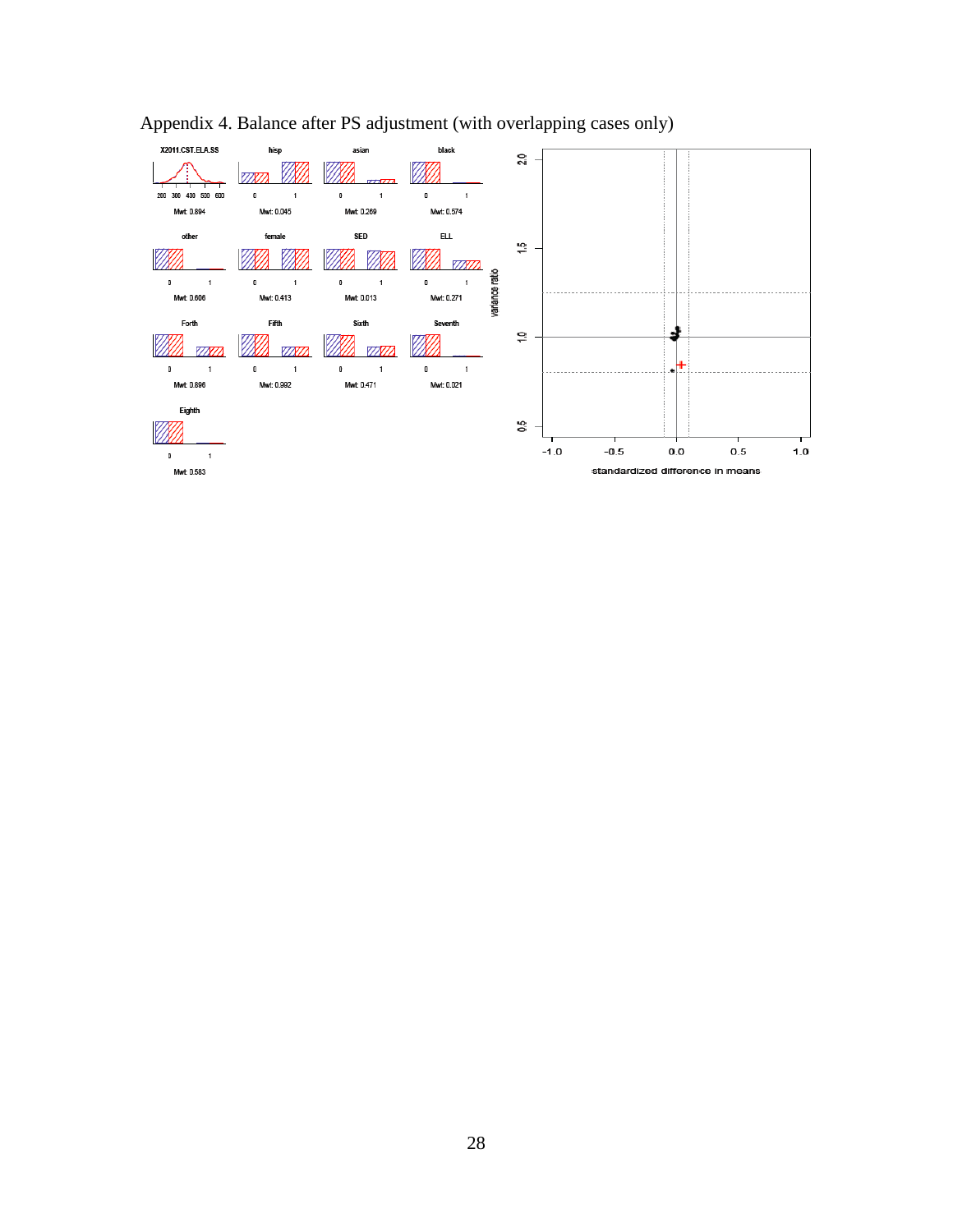Appendix 4. Balance after PS adjustment (with overlapping cases only)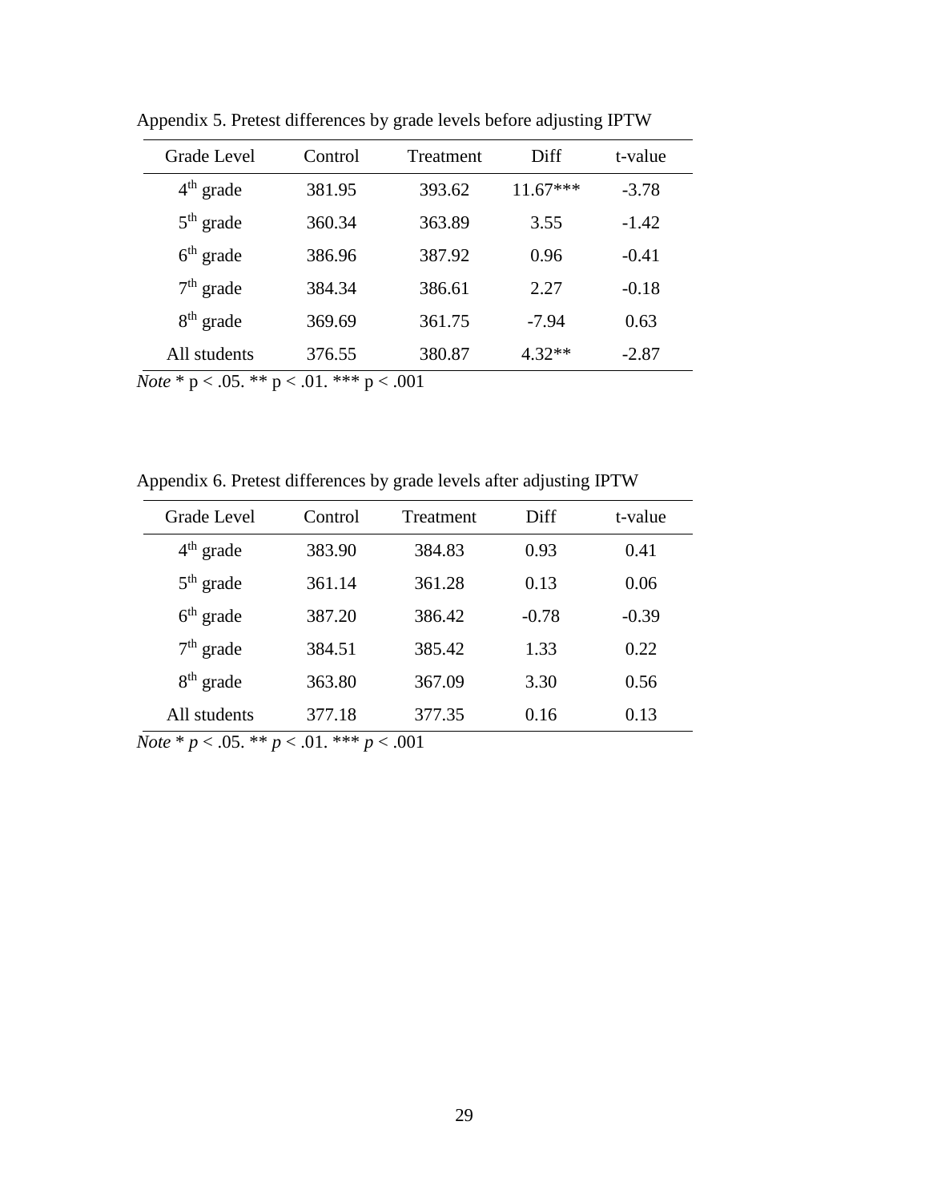Appendix 5. Pretest differences by grade levels before adjusting IPTW

| Grade Level | Control | Treatment | Diff | t-value |
|---|---|---|---|---|
| 4th grade | 381.95 | 393.62 | 11.67*** | -3.78 |
| 5th grade | 360.34 | 363.89 | 3.55 | -1.42 |
| 6th grade | 386.96 | 387.92 | 0.96 | -0.41 |
| 7th grade | 384.34 | 386.61 | 2.27 | -0.18 |
| 8th grade | 369.69 | 361.75 | -7.94 | 0.63 |
| All students | 376.55 | 380.87 | 4.32** | -2.87 |

*Note* * $p < .05$. ** $p < .01$. *** $p < .001$

Appendix 6. Pretest differences by grade levels after adjusting IPTW

| Grade Level | Control | Treatment | Diff | t-value |
|---|---|---|---|---|
| 4th grade | 383.90 | 384.83 | 0.93 | 0.41 |
| 5th grade | 361.14 | 361.28 | 0.13 | 0.06 |
| 6th grade | 387.20 | 386.42 | -0.78 | -0.39 |
| 7th grade | 384.51 | 385.42 | 1.33 | 0.22 |
| 8th grade | 363.80 | 367.09 | 3.30 | 0.56 |
| All students | 377.18 | 377.35 | 0.16 | 0.13 |

*Note* * $p < .05$. ** $p < .01$. *** $p < .001$